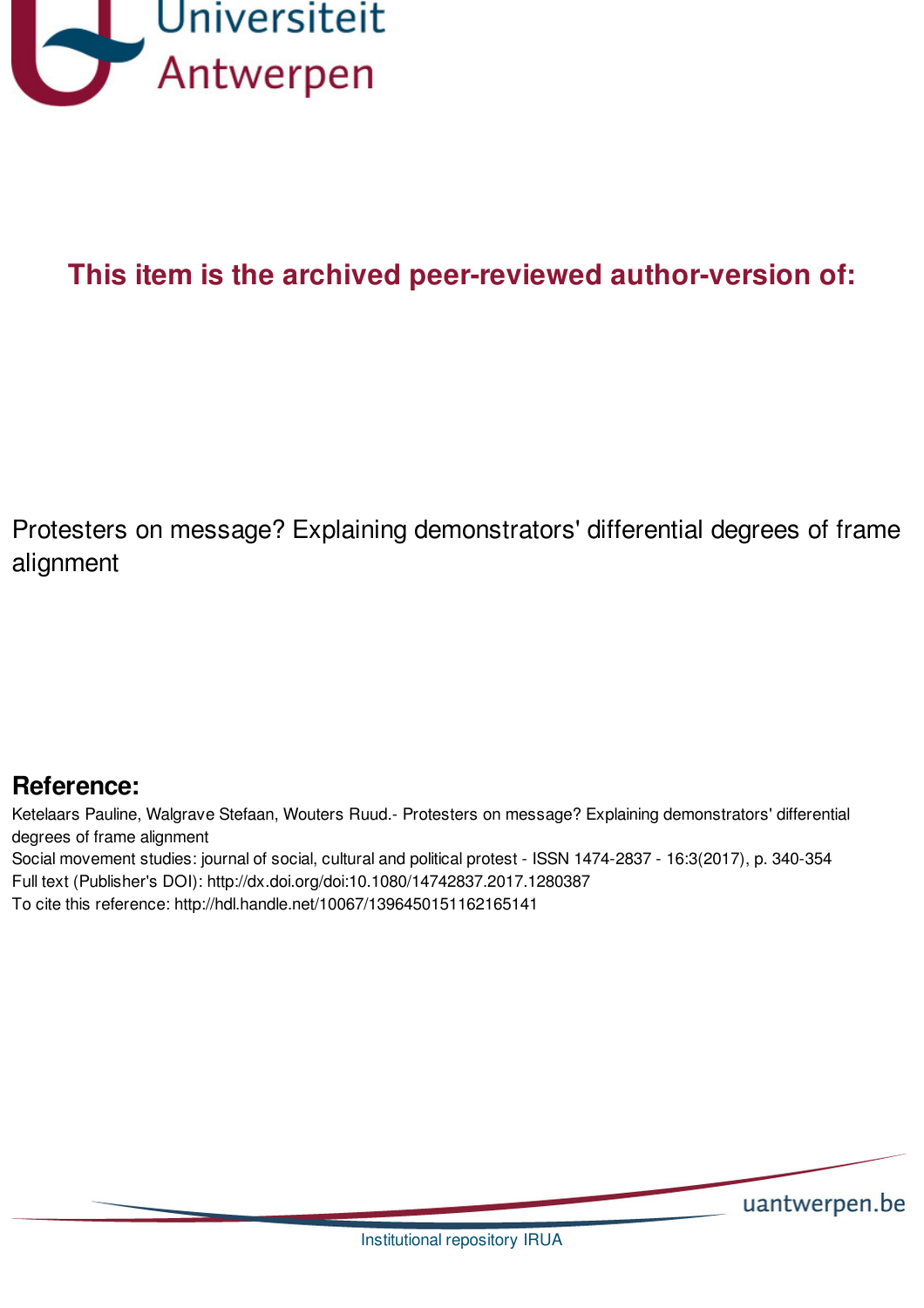Universiteit Antwerpen

**This item is the archived peer-reviewed author-version of:**

Protesters on message? Explaining demonstrators' differential degrees of frame alignment

## Reference:

Ketelaars Pauline, Walgrave Stefaan, Wouters Ruud.- Protesters on message? Explaining demonstrators' differential degrees of frame alignment
Social movement studies: journal of social, cultural and political protest - ISSN 1474-2837 - 16:3(2017), p. 340-354
Full text (Publisher's DOI): http://dx.doi.org/doi:10.1080/14742837.2017.1280387
To cite this reference: http://hdl.handle.net/10067/1396450151162165141

uantwerpen.be

Institutional repository IRUA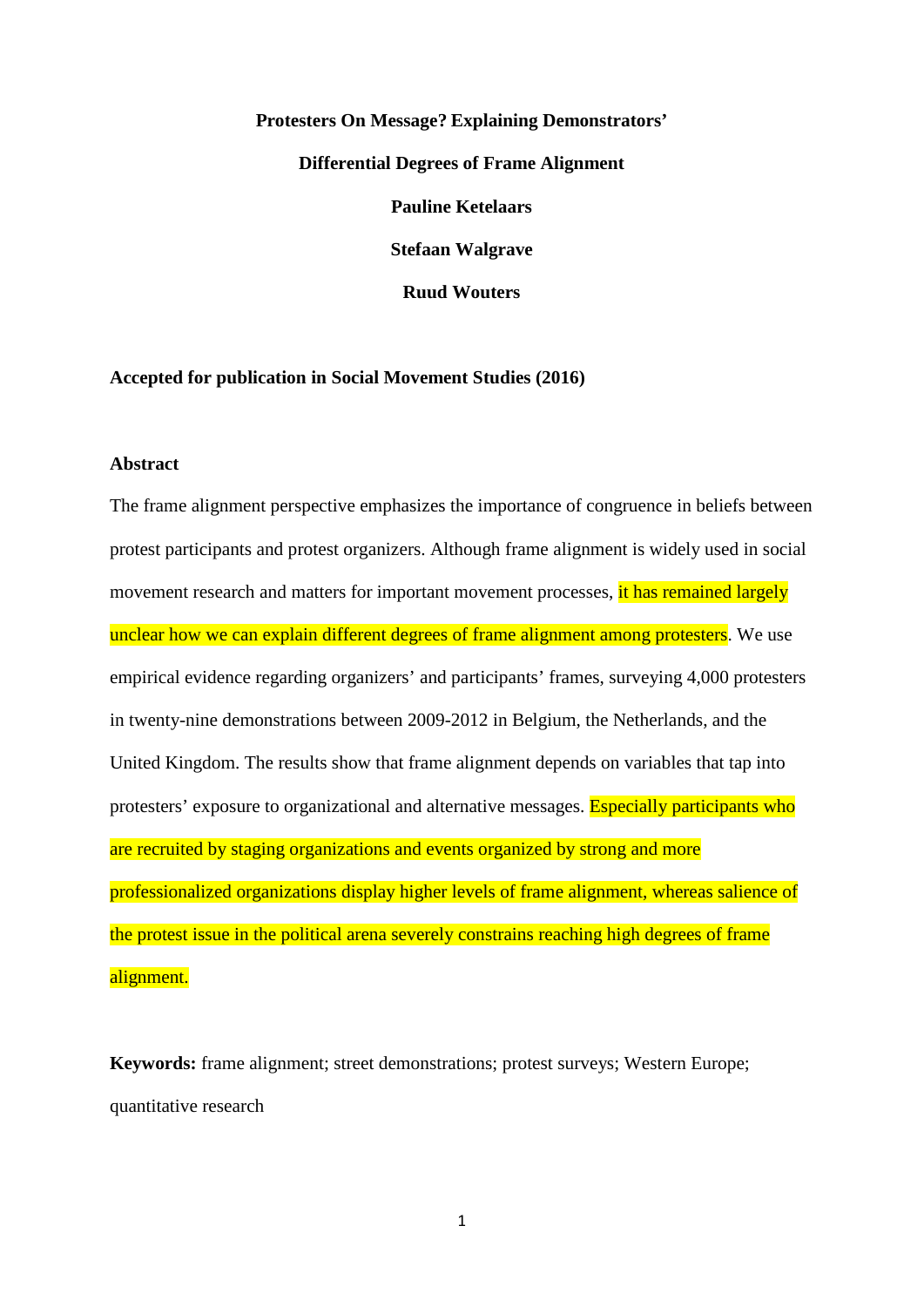**Protesters On Message? Explaining Demonstrators' Differential Degrees of Frame Alignment**

**Pauline Ketelaars**

**Stefaan Walgrave**

**Ruud Wouters**

**Accepted for publication in Social Movement Studies (2016)**

## Abstract

The frame alignment perspective emphasizes the importance of congruence in beliefs between protest participants and protest organizers. Although frame alignment is widely used in social movement research and matters for important movement processes, it has remained largely unclear how we can explain different degrees of frame alignment among protesters. We use empirical evidence regarding organizers' and participants' frames, surveying 4,000 protesters in twenty-nine demonstrations between 2009-2012 in Belgium, the Netherlands, and the United Kingdom. The results show that frame alignment depends on variables that tap into protesters' exposure to organizational and alternative messages. Especially participants who are recruited by staging organizations and events organized by strong and more professionalized organizations display higher levels of frame alignment, whereas salience of the protest issue in the political arena severely constrains reaching high degrees of frame alignment.

**Keywords:** frame alignment; street demonstrations; protest surveys; Western Europe; quantitative research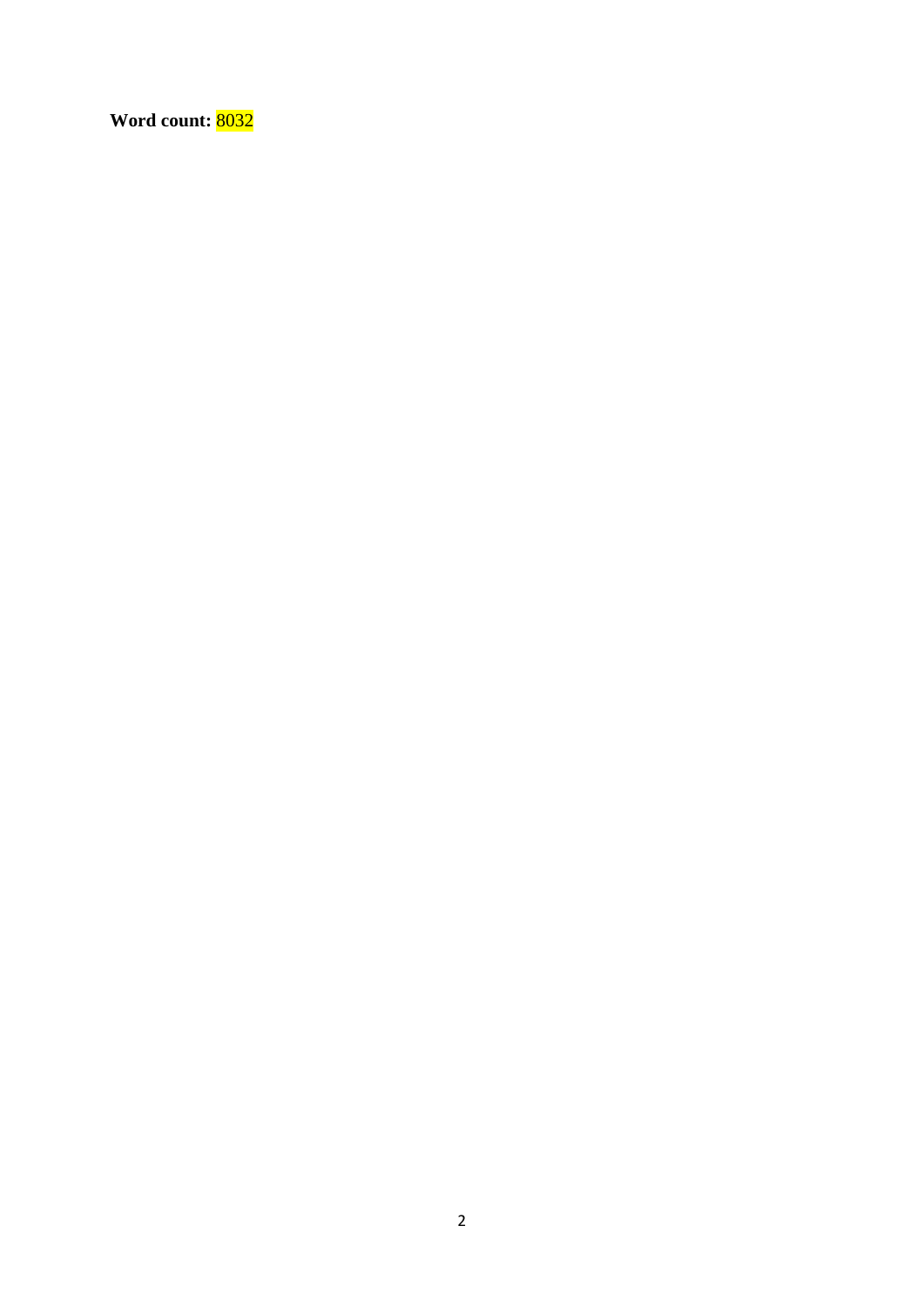**Word count:** 8032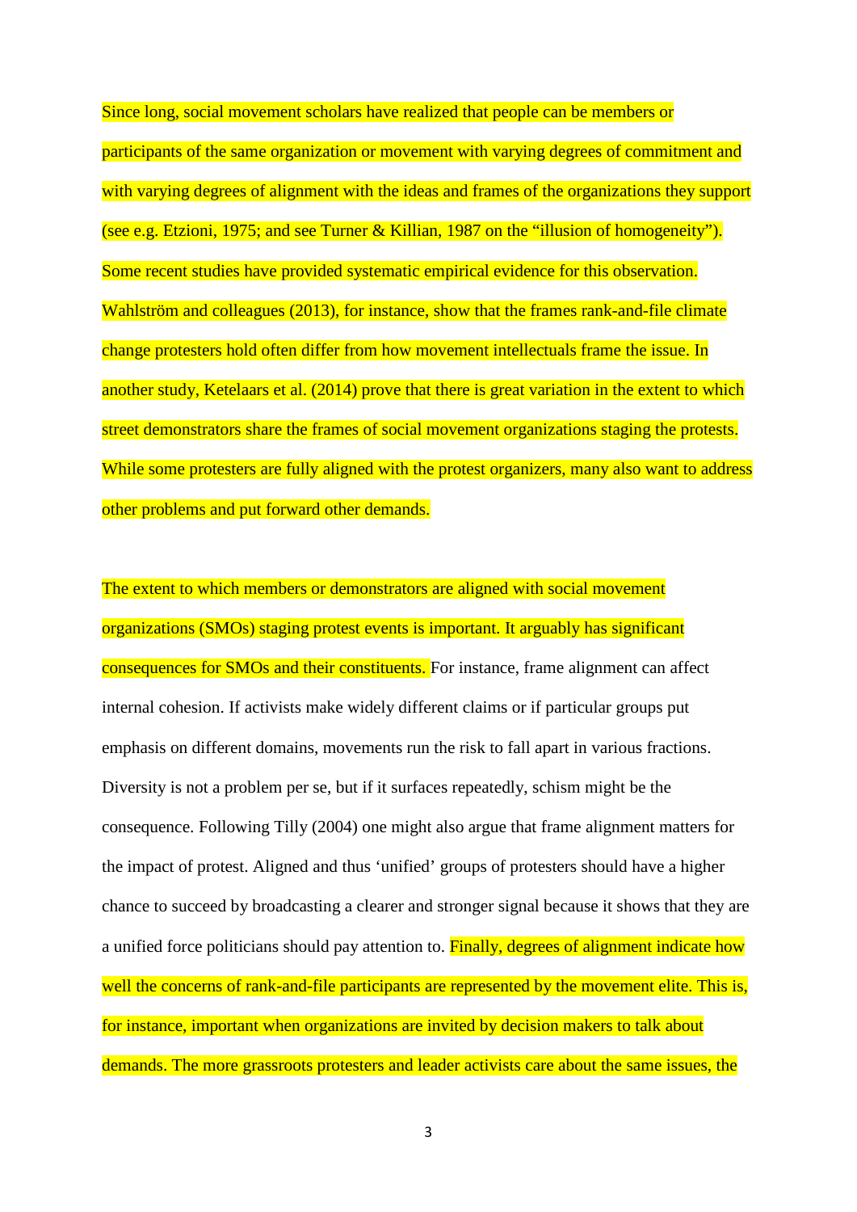Since long, social movement scholars have realized that people can be members or participants of the same organization or movement with varying degrees of commitment and with varying degrees of alignment with the ideas and frames of the organizations they support (see e.g. Etzioni, 1975; and see Turner & Killian, 1987 on the "illusion of homogeneity"). Some recent studies have provided systematic empirical evidence for this observation. Wahlström and colleagues (2013), for instance, show that the frames rank-and-file climate change protesters hold often differ from how movement intellectuals frame the issue. In another study, Ketelaars et al. (2014) prove that there is great variation in the extent to which street demonstrators share the frames of social movement organizations staging the protests. While some protesters are fully aligned with the protest organizers, many also want to address other problems and put forward other demands.

The extent to which members or demonstrators are aligned with social movement organizations (SMOs) staging protest events is important. It arguably has significant consequences for SMOs and their constituents. For instance, frame alignment can affect internal cohesion. If activists make widely different claims or if particular groups put emphasis on different domains, movements run the risk to fall apart in various fractions. Diversity is not a problem per se, but if it surfaces repeatedly, schism might be the consequence. Following Tilly (2004) one might also argue that frame alignment matters for the impact of protest. Aligned and thus 'unified' groups of protesters should have a higher chance to succeed by broadcasting a clearer and stronger signal because it shows that they are a unified force politicians should pay attention to. Finally, degrees of alignment indicate how well the concerns of rank-and-file participants are represented by the movement elite. This is, for instance, important when organizations are invited by decision makers to talk about demands. The more grassroots protesters and leader activists care about the same issues, the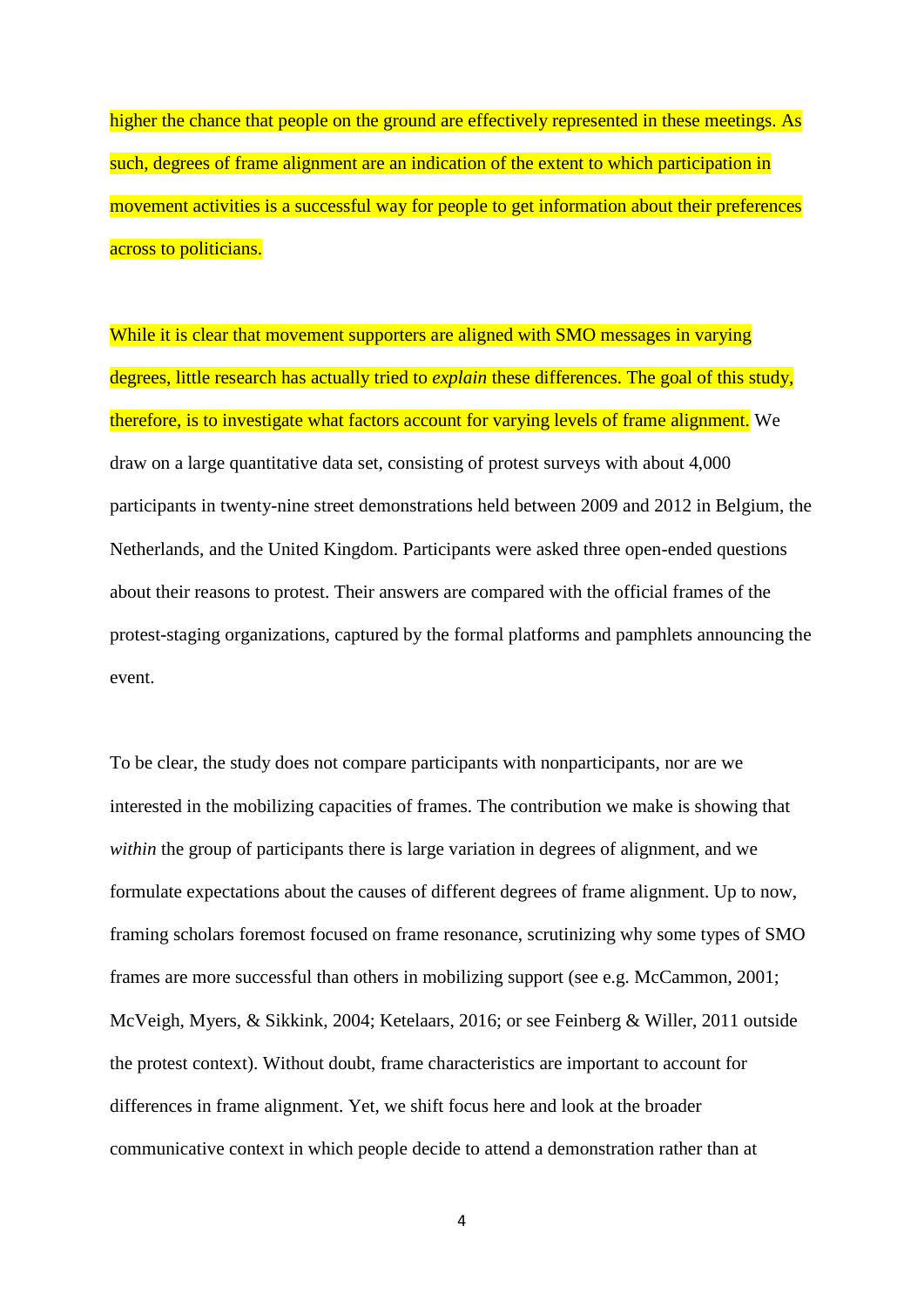higher the chance that people on the ground are effectively represented in these meetings. As such, degrees of frame alignment are an indication of the extent to which participation in movement activities is a successful way for people to get information about their preferences across to politicians.

While it is clear that movement supporters are aligned with SMO messages in varying degrees, little research has actually tried to *explain* these differences. The goal of this study, therefore, is to investigate what factors account for varying levels of frame alignment. We draw on a large quantitative data set, consisting of protest surveys with about 4,000 participants in twenty-nine street demonstrations held between 2009 and 2012 in Belgium, the Netherlands, and the United Kingdom. Participants were asked three open-ended questions about their reasons to protest. Their answers are compared with the official frames of the protest-staging organizations, captured by the formal platforms and pamphlets announcing the event.

To be clear, the study does not compare participants with nonparticipants, nor are we interested in the mobilizing capacities of frames. The contribution we make is showing that *within* the group of participants there is large variation in degrees of alignment, and we formulate expectations about the causes of different degrees of frame alignment. Up to now, framing scholars foremost focused on frame resonance, scrutinizing why some types of SMO frames are more successful than others in mobilizing support (see e.g. McCammon, 2001; McVeigh, Myers, & Sikkink, 2004; Ketelaars, 2016; or see Feinberg & Willer, 2011 outside the protest context). Without doubt, frame characteristics are important to account for differences in frame alignment. Yet, we shift focus here and look at the broader communicative context in which people decide to attend a demonstration rather than at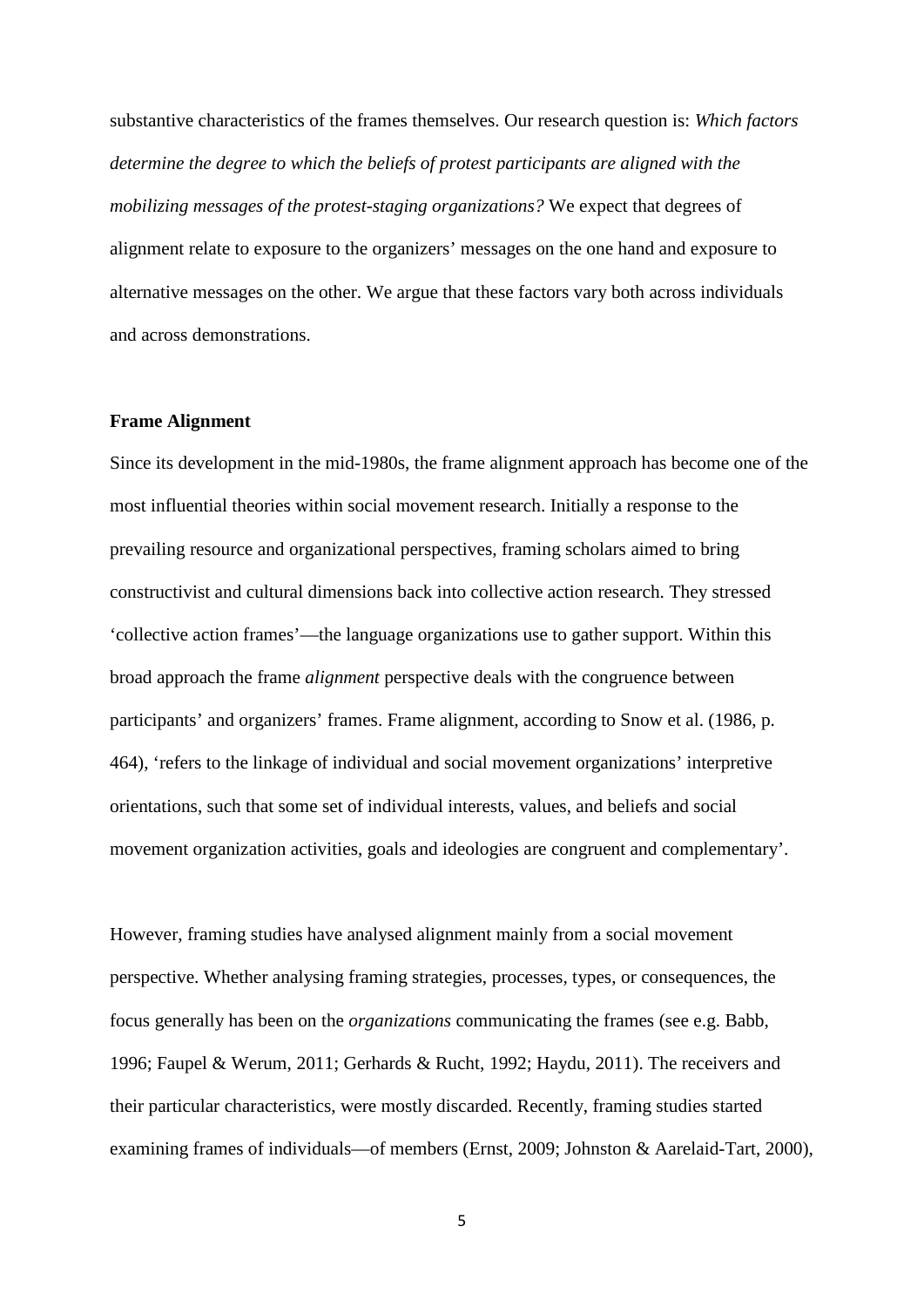substantive characteristics of the frames themselves. Our research question is: *Which factors determine the degree to which the beliefs of protest participants are aligned with the mobilizing messages of the protest-staging organizations?* We expect that degrees of alignment relate to exposure to the organizers' messages on the one hand and exposure to alternative messages on the other. We argue that these factors vary both across individuals and across demonstrations.

**Frame Alignment**

Since its development in the mid-1980s, the frame alignment approach has become one of the most influential theories within social movement research. Initially a response to the prevailing resource and organizational perspectives, framing scholars aimed to bring constructivist and cultural dimensions back into collective action research. They stressed 'collective action frames'—the language organizations use to gather support. Within this broad approach the frame *alignment* perspective deals with the congruence between participants' and organizers' frames. Frame alignment, according to Snow et al. (1986, p. 464), 'refers to the linkage of individual and social movement organizations' interpretive orientations, such that some set of individual interests, values, and beliefs and social movement organization activities, goals and ideologies are congruent and complementary'.

However, framing studies have analysed alignment mainly from a social movement perspective. Whether analysing framing strategies, processes, types, or consequences, the focus generally has been on the *organizations* communicating the frames (see e.g. Babb, 1996; Faupel & Werum, 2011; Gerhards & Rucht, 1992; Haydu, 2011). The receivers and their particular characteristics, were mostly discarded. Recently, framing studies started examining frames of individuals—of members (Ernst, 2009; Johnston & Aarelaid-Tart, 2000),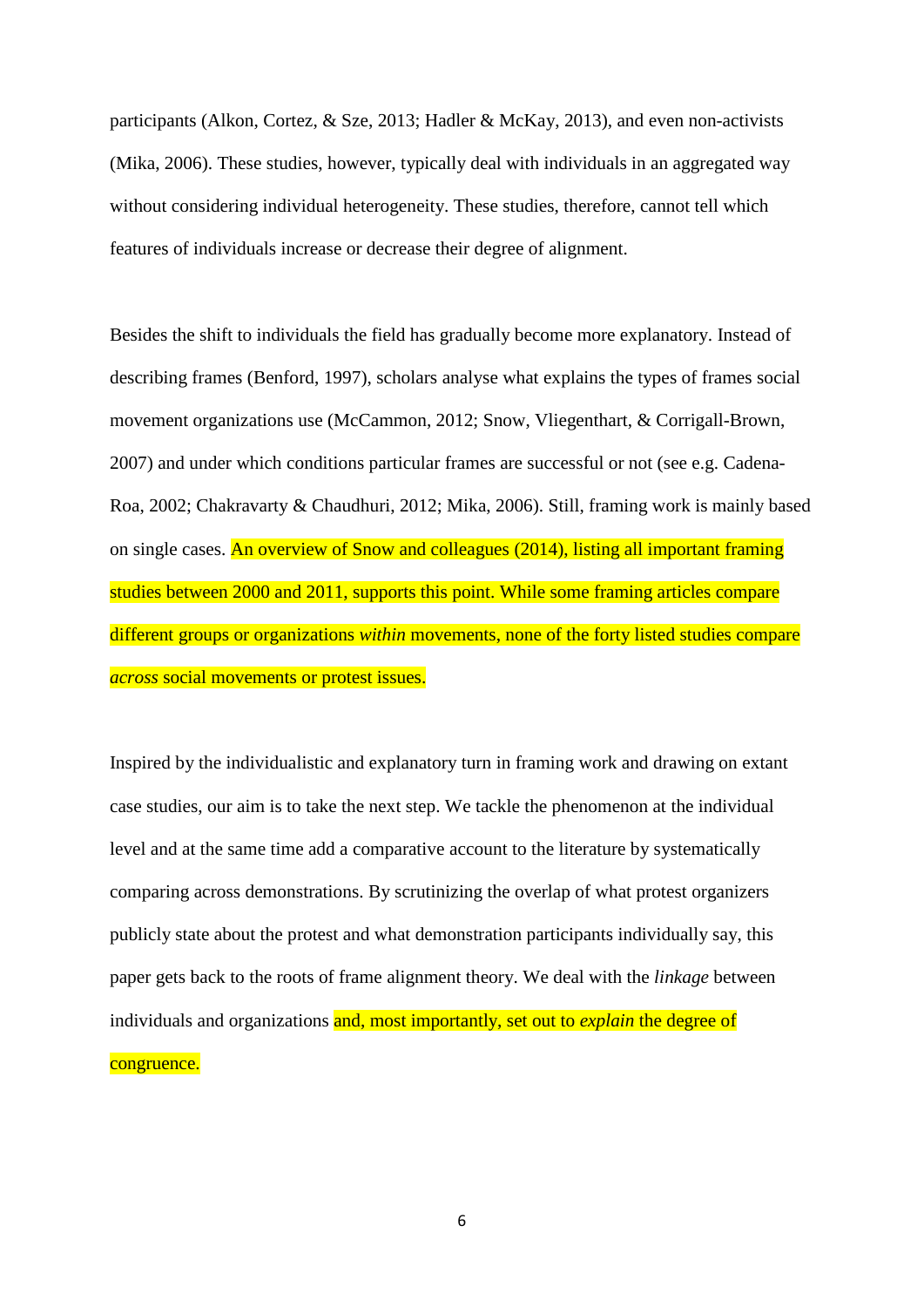participants (Alkon, Cortez, & Sze, 2013; Hadler & McKay, 2013), and even non-activists (Mika, 2006). These studies, however, typically deal with individuals in an aggregated way without considering individual heterogeneity. These studies, therefore, cannot tell which features of individuals increase or decrease their degree of alignment.

Besides the shift to individuals the field has gradually become more explanatory. Instead of describing frames (Benford, 1997), scholars analyse what explains the types of frames social movement organizations use (McCammon, 2012; Snow, Vliegenthart, & Corrigall-Brown, 2007) and under which conditions particular frames are successful or not (see e.g. Cadena-Roa, 2002; Chakravarty & Chaudhuri, 2012; Mika, 2006). Still, framing work is mainly based on single cases. An overview of Snow and colleagues (2014), listing all important framing studies between 2000 and 2011, supports this point. While some framing articles compare different groups or organizations *within* movements, none of the forty listed studies compare *across* social movements or protest issues.

Inspired by the individualistic and explanatory turn in framing work and drawing on extant case studies, our aim is to take the next step. We tackle the phenomenon at the individual level and at the same time add a comparative account to the literature by systematically comparing across demonstrations. By scrutinizing the overlap of what protest organizers publicly state about the protest and what demonstration participants individually say, this paper gets back to the roots of frame alignment theory. We deal with the *linkage* between individuals and organizations and, most importantly, set out to *explain* the degree of congruence.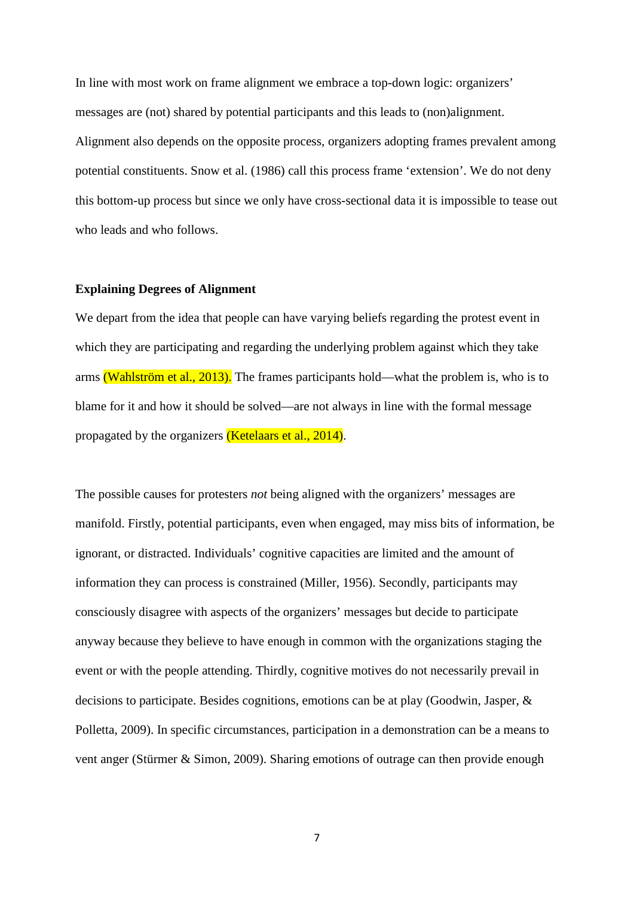In line with most work on frame alignment we embrace a top-down logic: organizers' messages are (not) shared by potential participants and this leads to (non)alignment. Alignment also depends on the opposite process, organizers adopting frames prevalent among potential constituents. Snow et al. (1986) call this process frame 'extension'. We do not deny this bottom-up process but since we only have cross-sectional data it is impossible to tease out who leads and who follows.

**Explaining Degrees of Alignment**

We depart from the idea that people can have varying beliefs regarding the protest event in which they are participating and regarding the underlying problem against which they take arms (Wahlström et al., 2013). The frames participants hold—what the problem is, who is to blame for it and how it should be solved—are not always in line with the formal message propagated by the organizers (Ketelaars et al., 2014).

The possible causes for protesters *not* being aligned with the organizers' messages are manifold. Firstly, potential participants, even when engaged, may miss bits of information, be ignorant, or distracted. Individuals' cognitive capacities are limited and the amount of information they can process is constrained (Miller, 1956). Secondly, participants may consciously disagree with aspects of the organizers' messages but decide to participate anyway because they believe to have enough in common with the organizations staging the event or with the people attending. Thirdly, cognitive motives do not necessarily prevail in decisions to participate. Besides cognitions, emotions can be at play (Goodwin, Jasper, & Polletta, 2009). In specific circumstances, participation in a demonstration can be a means to vent anger (Stürmer & Simon, 2009). Sharing emotions of outrage can then provide enough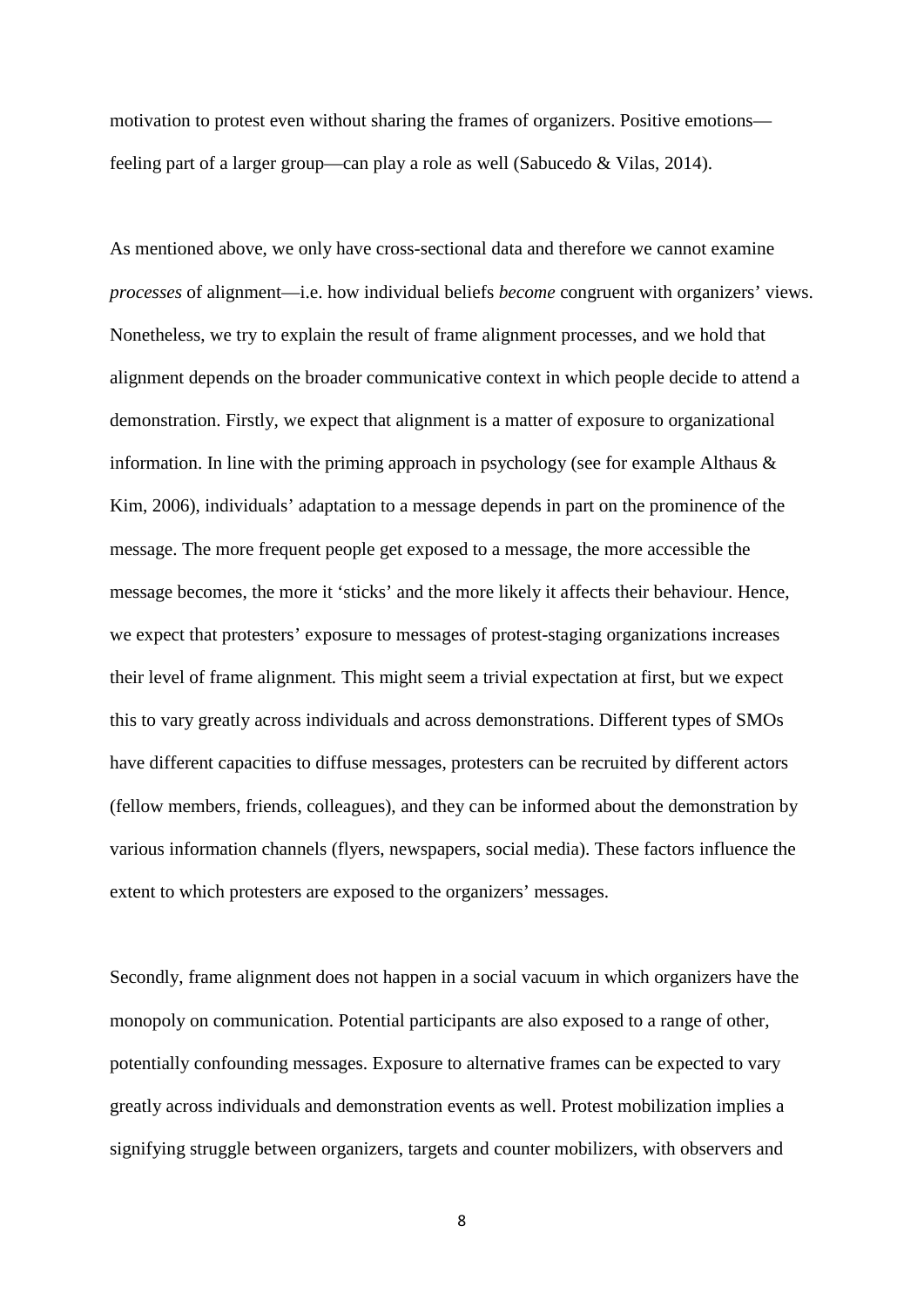motivation to protest even without sharing the frames of organizers. Positive emotions—feeling part of a larger group—can play a role as well (Sabucedo & Vilas, 2014).

As mentioned above, we only have cross-sectional data and therefore we cannot examine *processes* of alignment—i.e. how individual beliefs *become* congruent with organizers' views. Nonetheless, we try to explain the result of frame alignment processes, and we hold that alignment depends on the broader communicative context in which people decide to attend a demonstration. Firstly, we expect that alignment is a matter of exposure to organizational information. In line with the priming approach in psychology (see for example Althaus & Kim, 2006), individuals' adaptation to a message depends in part on the prominence of the message. The more frequent people get exposed to a message, the more accessible the message becomes, the more it 'sticks' and the more likely it affects their behaviour. Hence, we expect that protesters' exposure to messages of protest-staging organizations increases their level of frame alignment. This might seem a trivial expectation at first, but we expect this to vary greatly across individuals and across demonstrations. Different types of SMOs have different capacities to diffuse messages, protesters can be recruited by different actors (fellow members, friends, colleagues), and they can be informed about the demonstration by various information channels (flyers, newspapers, social media). These factors influence the extent to which protesters are exposed to the organizers' messages.

Secondly, frame alignment does not happen in a social vacuum in which organizers have the monopoly on communication. Potential participants are also exposed to a range of other, potentially confounding messages. Exposure to alternative frames can be expected to vary greatly across individuals and demonstration events as well. Protest mobilization implies a signifying struggle between organizers, targets and counter mobilizers, with observers and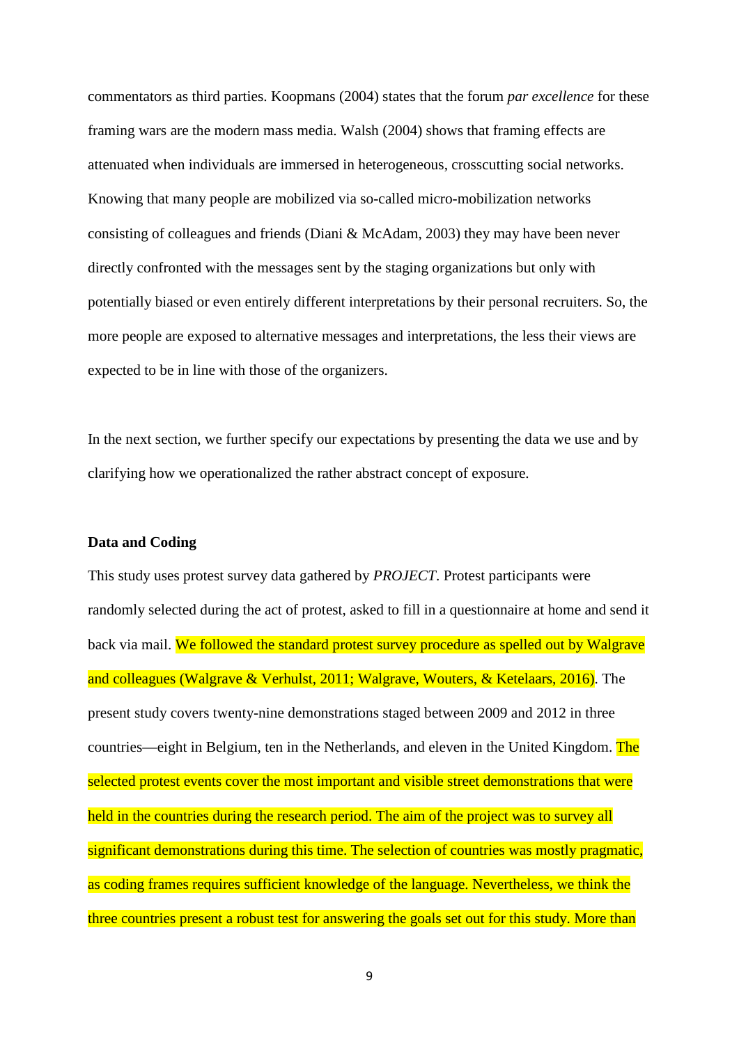commentators as third parties. Koopmans (2004) states that the forum *par excellence* for these framing wars are the modern mass media. Walsh (2004) shows that framing effects are attenuated when individuals are immersed in heterogeneous, crosscutting social networks. Knowing that many people are mobilized via so-called micro-mobilization networks consisting of colleagues and friends (Diani & McAdam, 2003) they may have been never directly confronted with the messages sent by the staging organizations but only with potentially biased or even entirely different interpretations by their personal recruiters. So, the more people are exposed to alternative messages and interpretations, the less their views are expected to be in line with those of the organizers.

In the next section, we further specify our expectations by presenting the data we use and by clarifying how we operationalized the rather abstract concept of exposure.

**Data and Coding**

This study uses protest survey data gathered by *PROJECT*. Protest participants were randomly selected during the act of protest, asked to fill in a questionnaire at home and send it back via mail. We followed the standard protest survey procedure as spelled out by Walgrave and colleagues (Walgrave & Verhulst, 2011; Walgrave, Wouters, & Ketelaars, 2016). The present study covers twenty-nine demonstrations staged between 2009 and 2012 in three countries—eight in Belgium, ten in the Netherlands, and eleven in the United Kingdom. The selected protest events cover the most important and visible street demonstrations that were held in the countries during the research period. The aim of the project was to survey all significant demonstrations during this time. The selection of countries was mostly pragmatic, as coding frames requires sufficient knowledge of the language. Nevertheless, we think the three countries present a robust test for answering the goals set out for this study. More than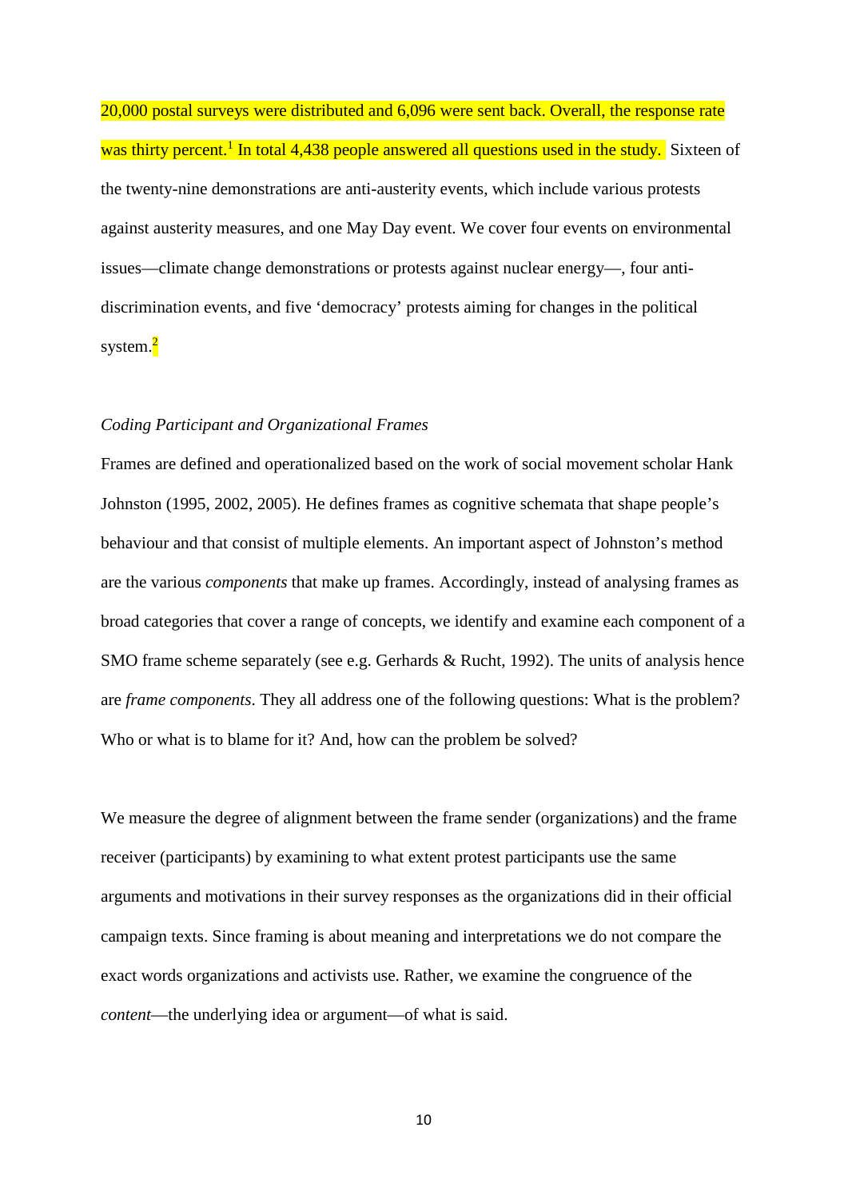20,000 postal surveys were distributed and 6,096 were sent back. Overall, the response rate was thirty percent.[1] In total 4,438 people answered all questions used in the study. Sixteen of the twenty-nine demonstrations are anti-austerity events, which include various protests against austerity measures, and one May Day event. We cover four events on environmental issues—climate change demonstrations or protests against nuclear energy—, four anti-discrimination events, and five 'democracy' protests aiming for changes in the political system.[2]

*Coding Participant and Organizational Frames*

Frames are defined and operationalized based on the work of social movement scholar Hank Johnston (1995, 2002, 2005). He defines frames as cognitive schemata that shape people's behaviour and that consist of multiple elements. An important aspect of Johnston's method are the various *components* that make up frames. Accordingly, instead of analysing frames as broad categories that cover a range of concepts, we identify and examine each component of a SMO frame scheme separately (see e.g. Gerhards & Rucht, 1992). The units of analysis hence are *frame components*. They all address one of the following questions: What is the problem? Who or what is to blame for it? And, how can the problem be solved?

We measure the degree of alignment between the frame sender (organizations) and the frame receiver (participants) by examining to what extent protest participants use the same arguments and motivations in their survey responses as the organizations did in their official campaign texts. Since framing is about meaning and interpretations we do not compare the exact words organizations and activists use. Rather, we examine the congruence of the *content*—the underlying idea or argument—of what is said.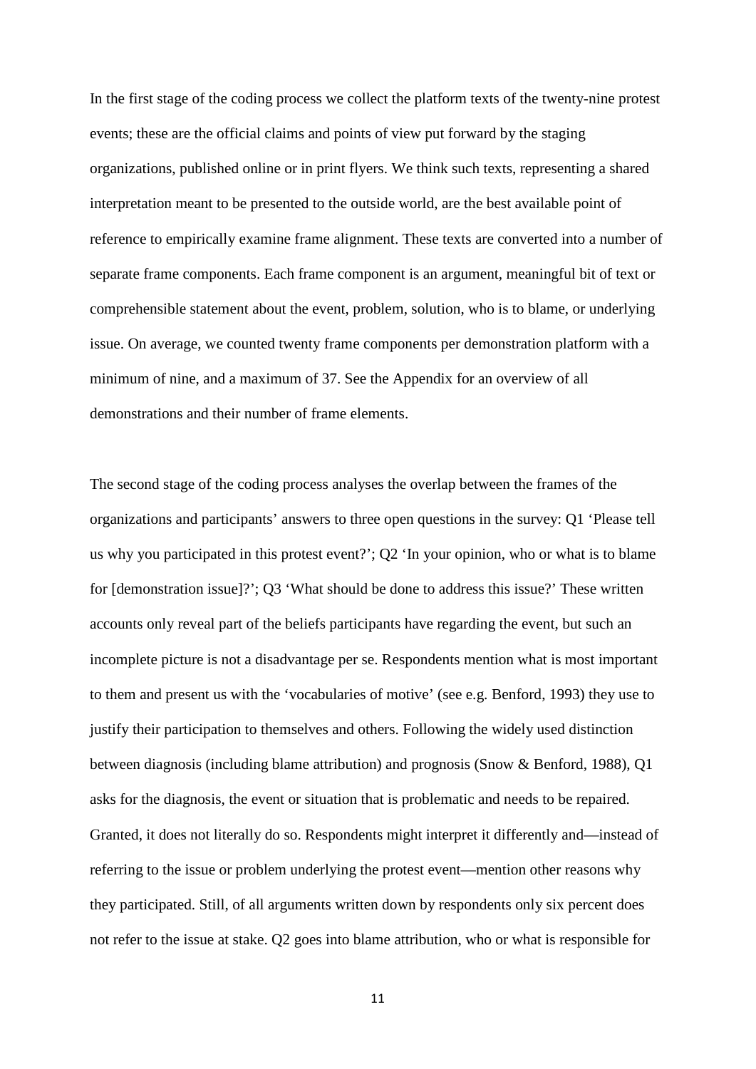In the first stage of the coding process we collect the platform texts of the twenty-nine protest events; these are the official claims and points of view put forward by the staging organizations, published online or in print flyers. We think such texts, representing a shared interpretation meant to be presented to the outside world, are the best available point of reference to empirically examine frame alignment. These texts are converted into a number of separate frame components. Each frame component is an argument, meaningful bit of text or comprehensible statement about the event, problem, solution, who is to blame, or underlying issue. On average, we counted twenty frame components per demonstration platform with a minimum of nine, and a maximum of 37. See the Appendix for an overview of all demonstrations and their number of frame elements.

The second stage of the coding process analyses the overlap between the frames of the organizations and participants' answers to three open questions in the survey: Q1 'Please tell us why you participated in this protest event?'; Q2 'In your opinion, who or what is to blame for [demonstration issue]?'; Q3 'What should be done to address this issue?' These written accounts only reveal part of the beliefs participants have regarding the event, but such an incomplete picture is not a disadvantage per se. Respondents mention what is most important to them and present us with the 'vocabularies of motive' (see e.g. Benford, 1993) they use to justify their participation to themselves and others. Following the widely used distinction between diagnosis (including blame attribution) and prognosis (Snow & Benford, 1988), Q1 asks for the diagnosis, the event or situation that is problematic and needs to be repaired. Granted, it does not literally do so. Respondents might interpret it differently and—instead of referring to the issue or problem underlying the protest event—mention other reasons why they participated. Still, of all arguments written down by respondents only six percent does not refer to the issue at stake. Q2 goes into blame attribution, who or what is responsible for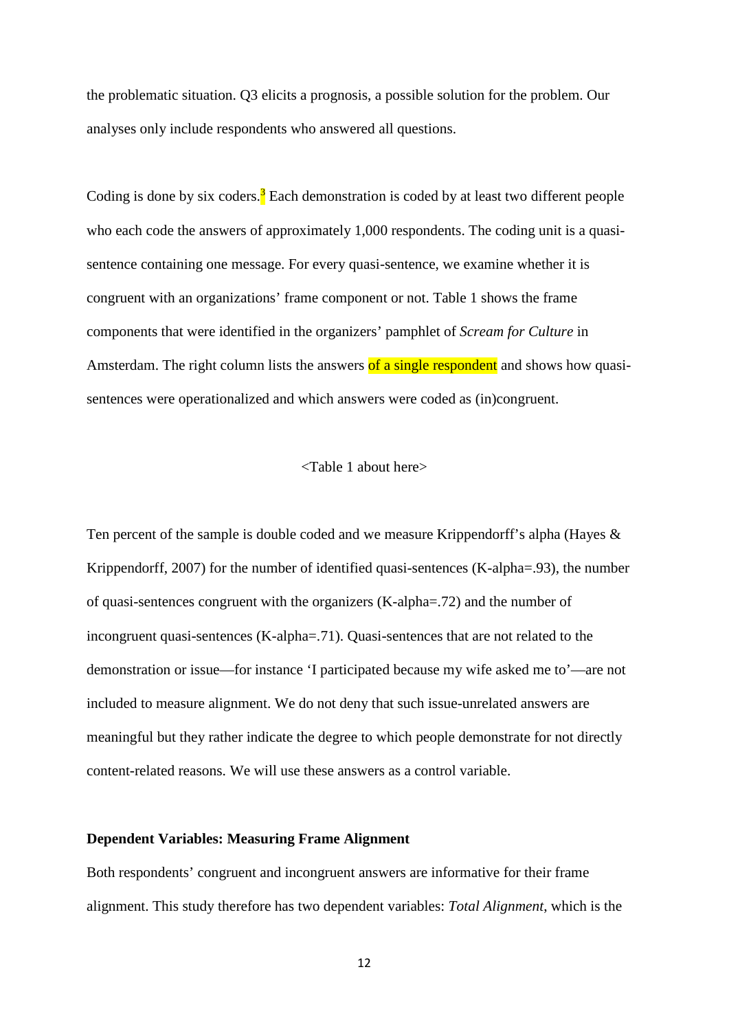the problematic situation. Q3 elicits a prognosis, a possible solution for the problem. Our analyses only include respondents who answered all questions.

Coding is done by six coders.[3] Each demonstration is coded by at least two different people who each code the answers of approximately 1,000 respondents. The coding unit is a quasi-sentence containing one message. For every quasi-sentence, we examine whether it is congruent with an organizations' frame component or not. Table 1 shows the frame components that were identified in the organizers' pamphlet of *Scream for Culture* in Amsterdam. The right column lists the answers of a single respondent and shows how quasi-sentences were operationalized and which answers were coded as (in)congruent.

<Table 1 about here>

Ten percent of the sample is double coded and we measure Krippendorff's alpha (Hayes & Krippendorff, 2007) for the number of identified quasi-sentences (K-alpha=.93), the number of quasi-sentences congruent with the organizers (K-alpha=.72) and the number of incongruent quasi-sentences (K-alpha=.71). Quasi-sentences that are not related to the demonstration or issue—for instance 'I participated because my wife asked me to'—are not included to measure alignment. We do not deny that such issue-unrelated answers are meaningful but they rather indicate the degree to which people demonstrate for not directly content-related reasons. We will use these answers as a control variable.

**Dependent Variables: Measuring Frame Alignment**

Both respondents' congruent and incongruent answers are informative for their frame alignment. This study therefore has two dependent variables: *Total Alignment*, which is the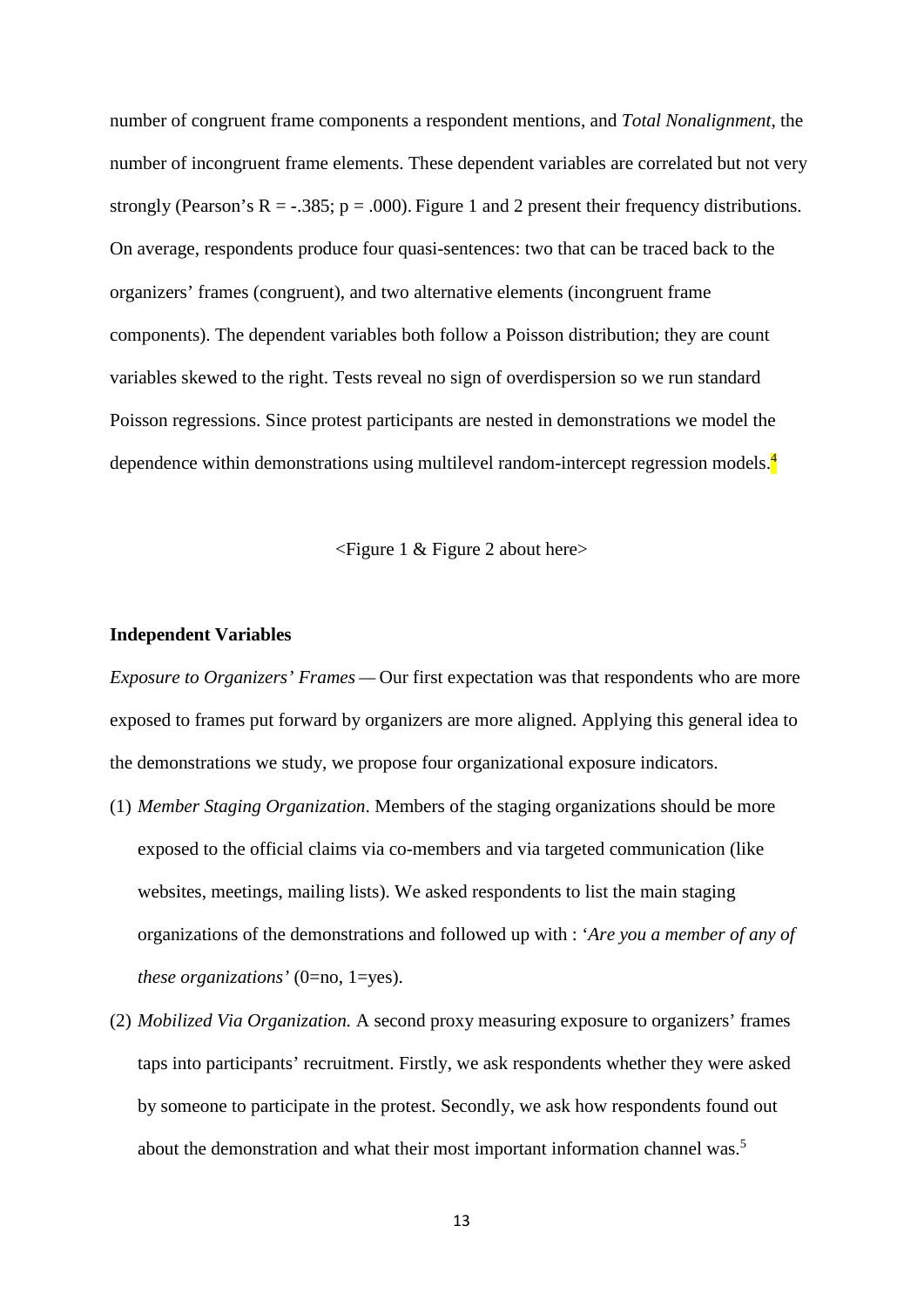number of congruent frame components a respondent mentions, and *Total Nonalignment*, the number of incongruent frame elements. These dependent variables are correlated but not very strongly (Pearson's R = -.385; p = .000). Figure 1 and 2 present their frequency distributions. On average, respondents produce four quasi-sentences: two that can be traced back to the organizers' frames (congruent), and two alternative elements (incongruent frame components). The dependent variables both follow a Poisson distribution; they are count variables skewed to the right. Tests reveal no sign of overdispersion so we run standard Poisson regressions. Since protest participants are nested in demonstrations we model the dependence within demonstrations using multilevel random-intercept regression models.[4]

<Figure 1 & Figure 2 about here>

**Independent Variables**

*Exposure to Organizers' Frames* — Our first expectation was that respondents who are more exposed to frames put forward by organizers are more aligned. Applying this general idea to the demonstrations we study, we propose four organizational exposure indicators.

(1) *Member Staging Organization*. Members of the staging organizations should be more exposed to the official claims via co-members and via targeted communication (like websites, meetings, mailing lists). We asked respondents to list the main staging organizations of the demonstrations and followed up with : '*Are you a member of any of these organizations'* (0=no, 1=yes).

(2) *Mobilized Via Organization.* A second proxy measuring exposure to organizers' frames taps into participants' recruitment. Firstly, we ask respondents whether they were asked by someone to participate in the protest. Secondly, we ask how respondents found out about the demonstration and what their most important information channel was.[5]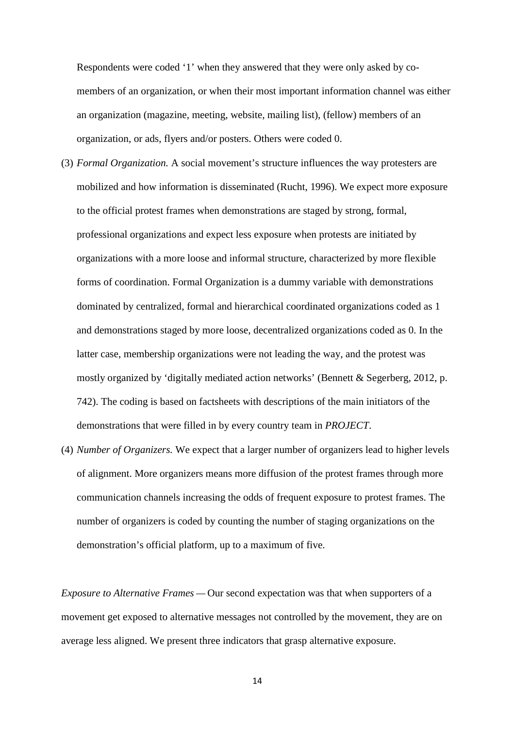Respondents were coded '1' when they answered that they were only asked by co-members of an organization, or when their most important information channel was either an organization (magazine, meeting, website, mailing list), (fellow) members of an organization, or ads, flyers and/or posters. Others were coded 0.

(3) *Formal Organization.* A social movement's structure influences the way protesters are mobilized and how information is disseminated (Rucht, 1996). We expect more exposure to the official protest frames when demonstrations are staged by strong, formal, professional organizations and expect less exposure when protests are initiated by organizations with a more loose and informal structure, characterized by more flexible forms of coordination. Formal Organization is a dummy variable with demonstrations dominated by centralized, formal and hierarchical coordinated organizations coded as 1 and demonstrations staged by more loose, decentralized organizations coded as 0. In the latter case, membership organizations were not leading the way, and the protest was mostly organized by 'digitally mediated action networks' (Bennett & Segerberg, 2012, p. 742). The coding is based on factsheets with descriptions of the main initiators of the demonstrations that were filled in by every country team in *PROJECT*.

(4) *Number of Organizers.* We expect that a larger number of organizers lead to higher levels of alignment. More organizers means more diffusion of the protest frames through more communication channels increasing the odds of frequent exposure to protest frames. The number of organizers is coded by counting the number of staging organizations on the demonstration's official platform, up to a maximum of five.

*Exposure to Alternative Frames* — Our second expectation was that when supporters of a movement get exposed to alternative messages not controlled by the movement, they are on average less aligned. We present three indicators that grasp alternative exposure.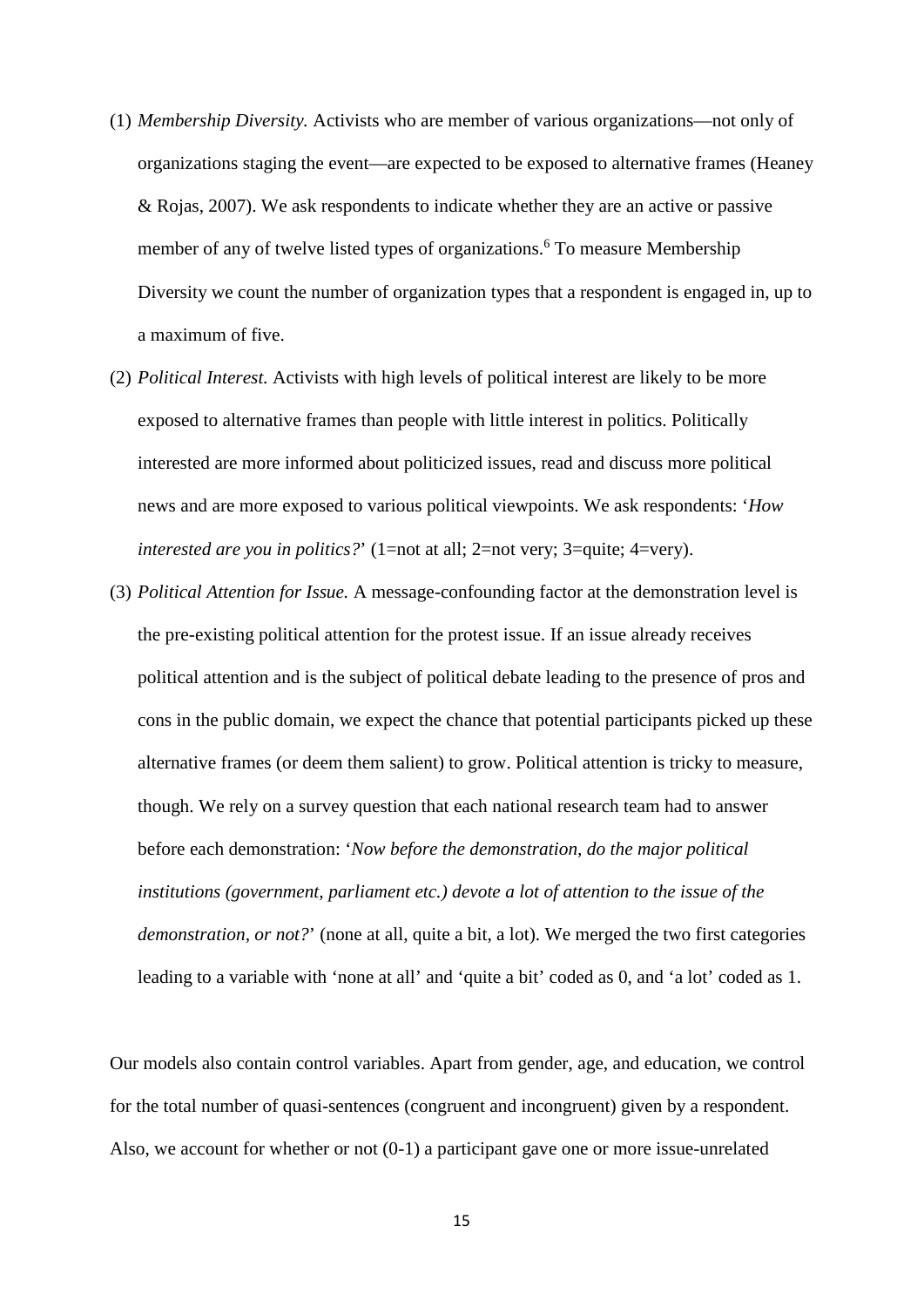(1) *Membership Diversity.* Activists who are member of various organizations—not only of organizations staging the event—are expected to be exposed to alternative frames (Heaney & Rojas, 2007). We ask respondents to indicate whether they are an active or passive member of any of twelve listed types of organizations.[6] To measure Membership Diversity we count the number of organization types that a respondent is engaged in, up to a maximum of five.

(2) *Political Interest.* Activists with high levels of political interest are likely to be more exposed to alternative frames than people with little interest in politics. Politically interested are more informed about politicized issues, read and discuss more political news and are more exposed to various political viewpoints. We ask respondents: '*How interested are you in politics?*' (1=not at all; 2=not very; 3=quite; 4=very).

(3) *Political Attention for Issue.* A message-confounding factor at the demonstration level is the pre-existing political attention for the protest issue. If an issue already receives political attention and is the subject of political debate leading to the presence of pros and cons in the public domain, we expect the chance that potential participants picked up these alternative frames (or deem them salient) to grow. Political attention is tricky to measure, though. We rely on a survey question that each national research team had to answer before each demonstration: '*Now before the demonstration, do the major political institutions (government, parliament etc.) devote a lot of attention to the issue of the demonstration, or not?*' (none at all, quite a bit, a lot). We merged the two first categories leading to a variable with 'none at all' and 'quite a bit' coded as 0, and 'a lot' coded as 1.

Our models also contain control variables. Apart from gender, age, and education, we control for the total number of quasi-sentences (congruent and incongruent) given by a respondent. Also, we account for whether or not (0-1) a participant gave one or more issue-unrelated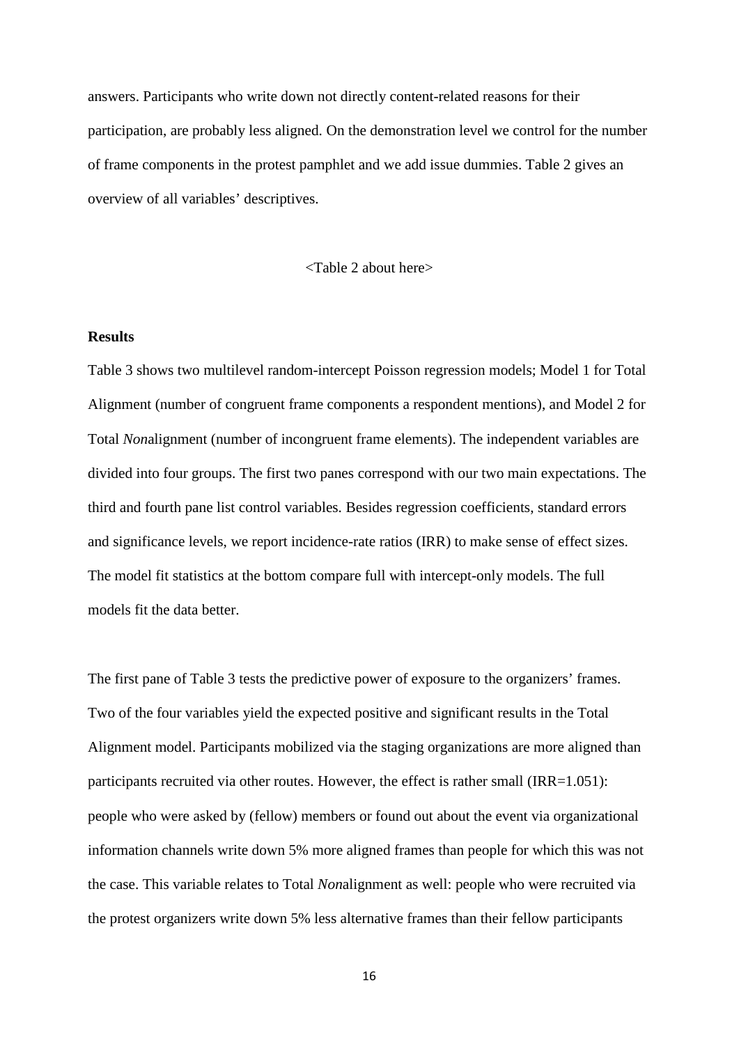answers. Participants who write down not directly content-related reasons for their participation, are probably less aligned. On the demonstration level we control for the number of frame components in the protest pamphlet and we add issue dummies. Table 2 gives an overview of all variables' descriptives.

<Table 2 about here>

**Results**

Table 3 shows two multilevel random-intercept Poisson regression models; Model 1 for Total Alignment (number of congruent frame components a respondent mentions), and Model 2 for Total *Non*alignment (number of incongruent frame elements). The independent variables are divided into four groups. The first two panes correspond with our two main expectations. The third and fourth pane list control variables. Besides regression coefficients, standard errors and significance levels, we report incidence-rate ratios (IRR) to make sense of effect sizes. The model fit statistics at the bottom compare full with intercept-only models. The full models fit the data better.

The first pane of Table 3 tests the predictive power of exposure to the organizers' frames. Two of the four variables yield the expected positive and significant results in the Total Alignment model. Participants mobilized via the staging organizations are more aligned than participants recruited via other routes. However, the effect is rather small (IRR=1.051): people who were asked by (fellow) members or found out about the event via organizational information channels write down 5% more aligned frames than people for which this was not the case. This variable relates to Total *Non*alignment as well: people who were recruited via the protest organizers write down 5% less alternative frames than their fellow participants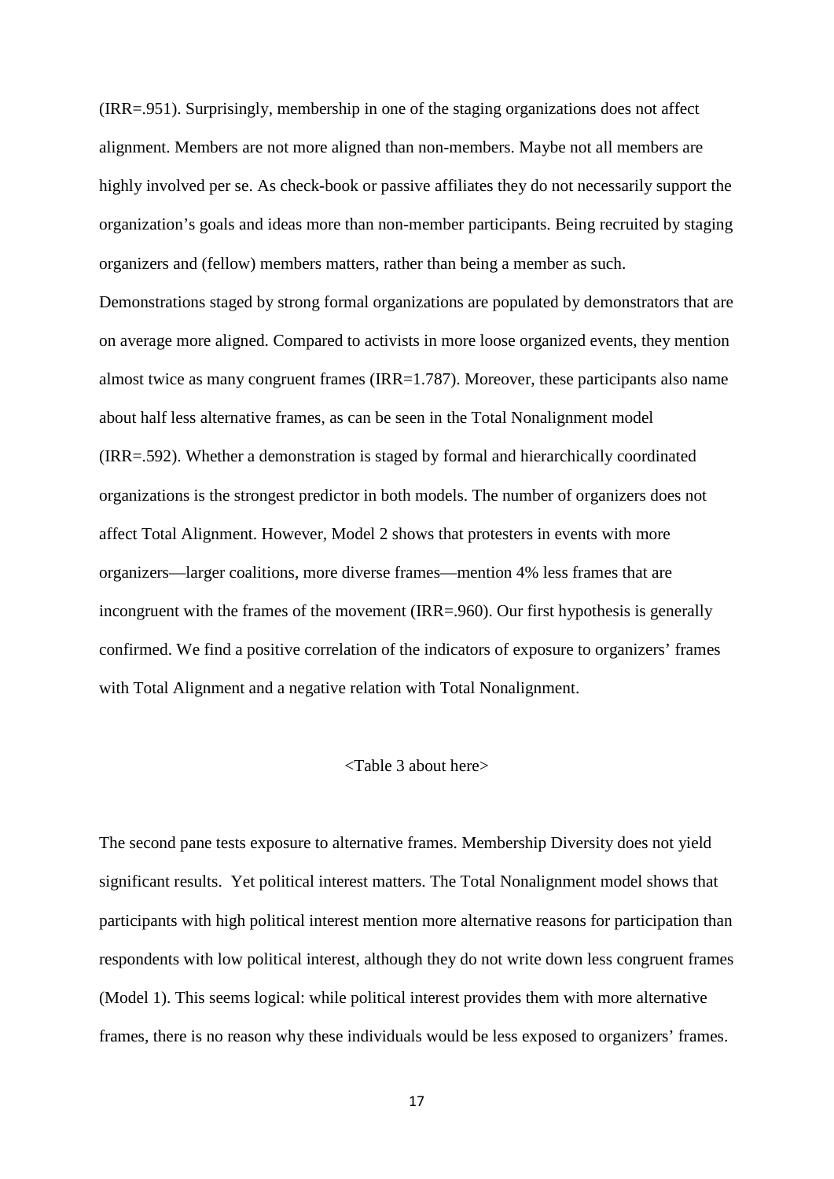(IRR=.951). Surprisingly, membership in one of the staging organizations does not affect alignment. Members are not more aligned than non-members. Maybe not all members are highly involved per se. As check-book or passive affiliates they do not necessarily support the organization's goals and ideas more than non-member participants. Being recruited by staging organizers and (fellow) members matters, rather than being a member as such.

Demonstrations staged by strong formal organizations are populated by demonstrators that are on average more aligned. Compared to activists in more loose organized events, they mention almost twice as many congruent frames (IRR=1.787). Moreover, these participants also name about half less alternative frames, as can be seen in the Total Nonalignment model (IRR=.592). Whether a demonstration is staged by formal and hierarchically coordinated organizations is the strongest predictor in both models. The number of organizers does not affect Total Alignment. However, Model 2 shows that protesters in events with more organizers—larger coalitions, more diverse frames—mention 4% less frames that are incongruent with the frames of the movement (IRR=.960). Our first hypothesis is generally confirmed. We find a positive correlation of the indicators of exposure to organizers' frames with Total Alignment and a negative relation with Total Nonalignment.

<Table 3 about here>

The second pane tests exposure to alternative frames. Membership Diversity does not yield significant results. Yet political interest matters. The Total Nonalignment model shows that participants with high political interest mention more alternative reasons for participation than respondents with low political interest, although they do not write down less congruent frames (Model 1). This seems logical: while political interest provides them with more alternative frames, there is no reason why these individuals would be less exposed to organizers' frames.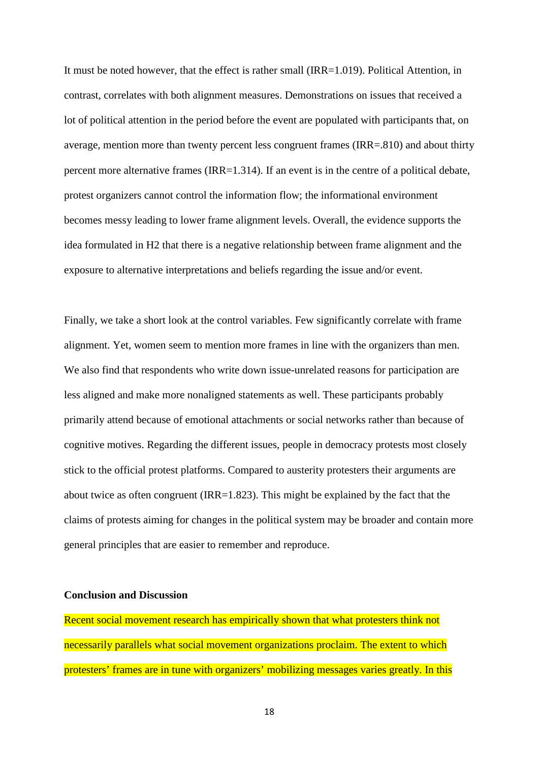It must be noted however, that the effect is rather small (IRR=1.019). Political Attention, in contrast, correlates with both alignment measures. Demonstrations on issues that received a lot of political attention in the period before the event are populated with participants that, on average, mention more than twenty percent less congruent frames (IRR=.810) and about thirty percent more alternative frames (IRR=1.314). If an event is in the centre of a political debate, protest organizers cannot control the information flow; the informational environment becomes messy leading to lower frame alignment levels. Overall, the evidence supports the idea formulated in H2 that there is a negative relationship between frame alignment and the exposure to alternative interpretations and beliefs regarding the issue and/or event.

Finally, we take a short look at the control variables. Few significantly correlate with frame alignment. Yet, women seem to mention more frames in line with the organizers than men. We also find that respondents who write down issue-unrelated reasons for participation are less aligned and make more nonaligned statements as well. These participants probably primarily attend because of emotional attachments or social networks rather than because of cognitive motives. Regarding the different issues, people in democracy protests most closely stick to the official protest platforms. Compared to austerity protesters their arguments are about twice as often congruent (IRR=1.823). This might be explained by the fact that the claims of protests aiming for changes in the political system may be broader and contain more general principles that are easier to remember and reproduce.

**Conclusion and Discussion**

Recent social movement research has empirically shown that what protesters think not necessarily parallels what social movement organizations proclaim. The extent to which protesters' frames are in tune with organizers' mobilizing messages varies greatly. In this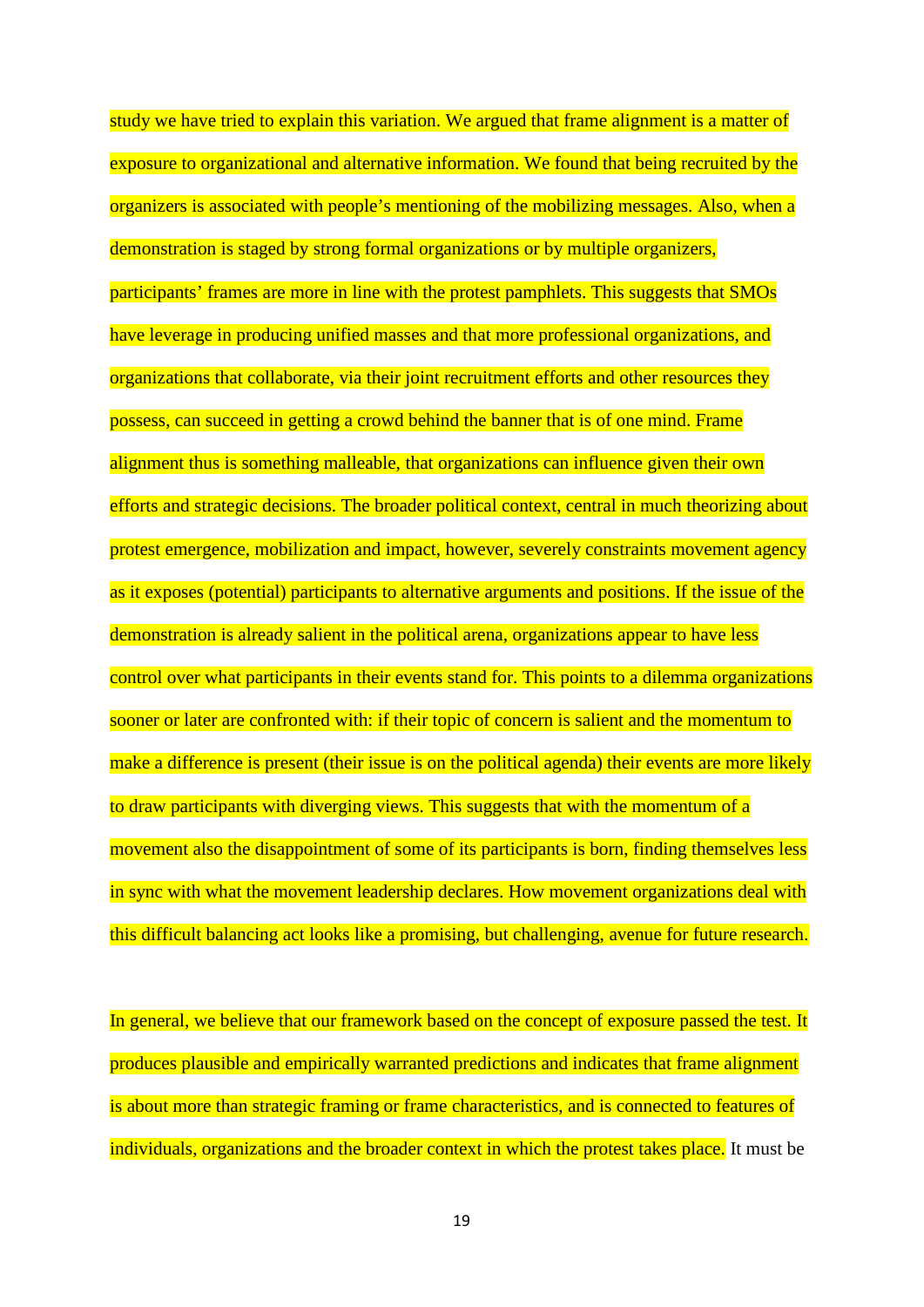study we have tried to explain this variation. We argued that frame alignment is a matter of exposure to organizational and alternative information. We found that being recruited by the organizers is associated with people's mentioning of the mobilizing messages. Also, when a demonstration is staged by strong formal organizations or by multiple organizers, participants' frames are more in line with the protest pamphlets. This suggests that SMOs have leverage in producing unified masses and that more professional organizations, and organizations that collaborate, via their joint recruitment efforts and other resources they possess, can succeed in getting a crowd behind the banner that is of one mind. Frame alignment thus is something malleable, that organizations can influence given their own efforts and strategic decisions. The broader political context, central in much theorizing about protest emergence, mobilization and impact, however, severely constraints movement agency as it exposes (potential) participants to alternative arguments and positions. If the issue of the demonstration is already salient in the political arena, organizations appear to have less control over what participants in their events stand for. This points to a dilemma organizations sooner or later are confronted with: if their topic of concern is salient and the momentum to make a difference is present (their issue is on the political agenda) their events are more likely to draw participants with diverging views. This suggests that with the momentum of a movement also the disappointment of some of its participants is born, finding themselves less in sync with what the movement leadership declares. How movement organizations deal with this difficult balancing act looks like a promising, but challenging, avenue for future research.

In general, we believe that our framework based on the concept of exposure passed the test. It produces plausible and empirically warranted predictions and indicates that frame alignment is about more than strategic framing or frame characteristics, and is connected to features of individuals, organizations and the broader context in which the protest takes place. It must be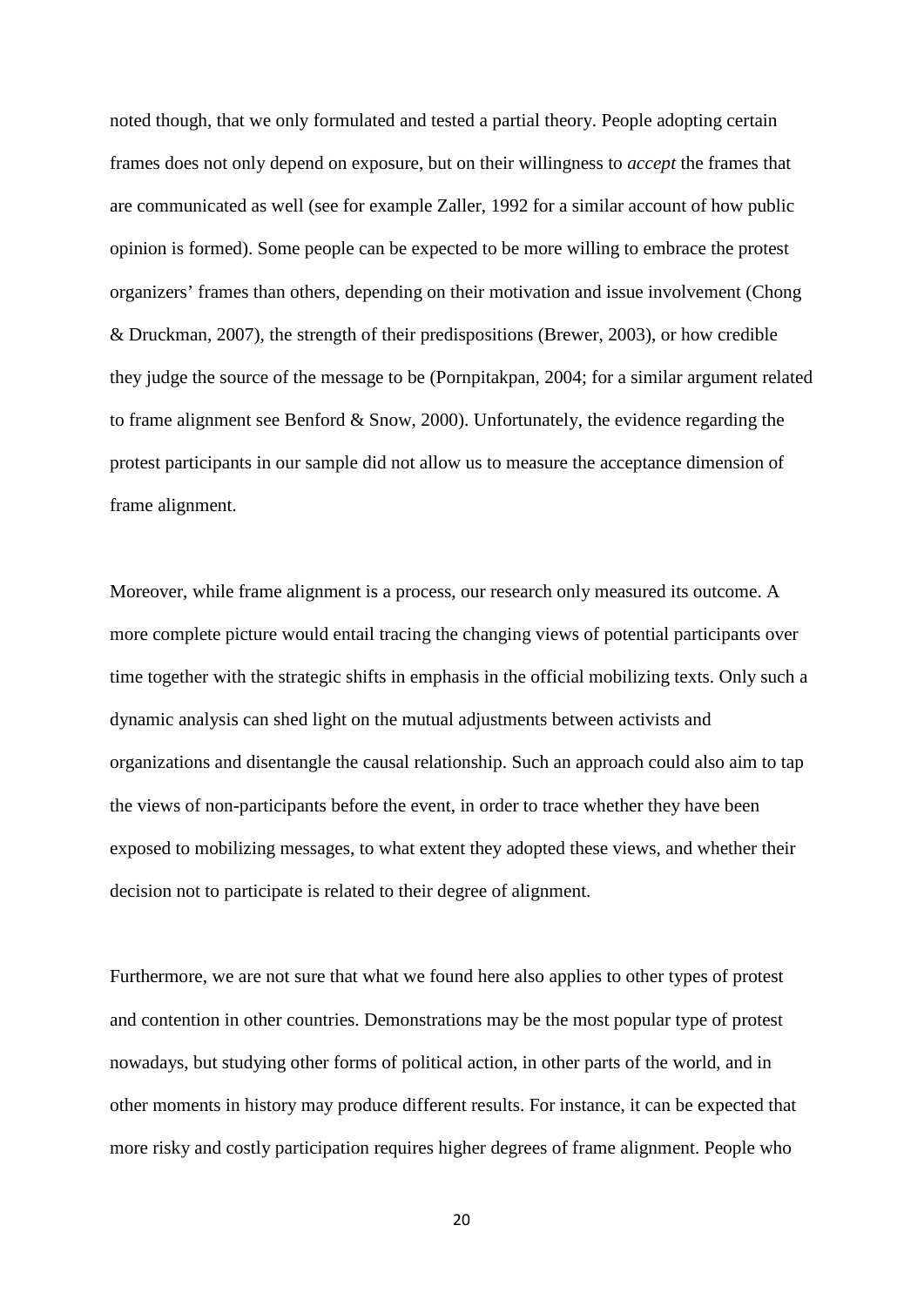noted though, that we only formulated and tested a partial theory. People adopting certain frames does not only depend on exposure, but on their willingness to *accept* the frames that are communicated as well (see for example Zaller, 1992 for a similar account of how public opinion is formed). Some people can be expected to be more willing to embrace the protest organizers' frames than others, depending on their motivation and issue involvement (Chong & Druckman, 2007), the strength of their predispositions (Brewer, 2003), or how credible they judge the source of the message to be (Pornpitakpan, 2004; for a similar argument related to frame alignment see Benford & Snow, 2000). Unfortunately, the evidence regarding the protest participants in our sample did not allow us to measure the acceptance dimension of frame alignment.

Moreover, while frame alignment is a process, our research only measured its outcome. A more complete picture would entail tracing the changing views of potential participants over time together with the strategic shifts in emphasis in the official mobilizing texts. Only such a dynamic analysis can shed light on the mutual adjustments between activists and organizations and disentangle the causal relationship. Such an approach could also aim to tap the views of non-participants before the event, in order to trace whether they have been exposed to mobilizing messages, to what extent they adopted these views, and whether their decision not to participate is related to their degree of alignment.

Furthermore, we are not sure that what we found here also applies to other types of protest and contention in other countries. Demonstrations may be the most popular type of protest nowadays, but studying other forms of political action, in other parts of the world, and in other moments in history may produce different results. For instance, it can be expected that more risky and costly participation requires higher degrees of frame alignment. People who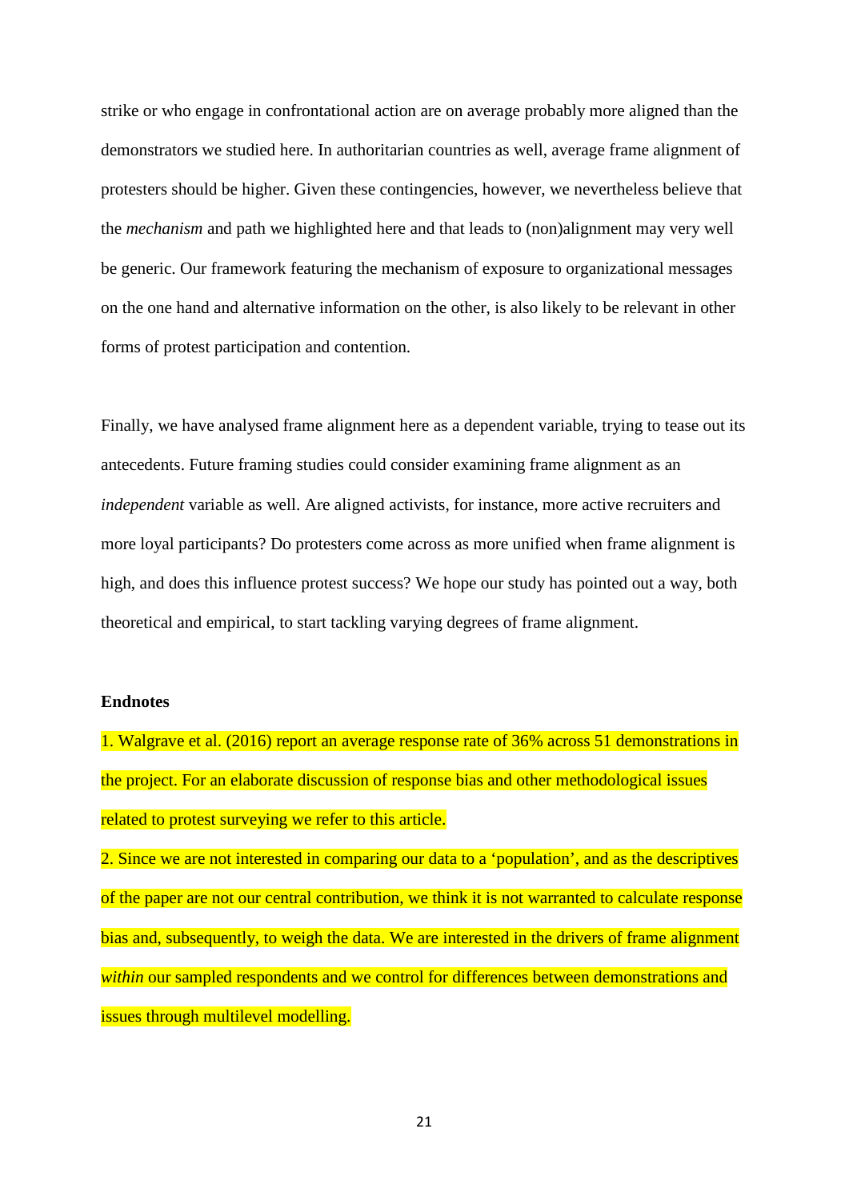strike or who engage in confrontational action are on average probably more aligned than the demonstrators we studied here. In authoritarian countries as well, average frame alignment of protesters should be higher. Given these contingencies, however, we nevertheless believe that the *mechanism* and path we highlighted here and that leads to (non)alignment may very well be generic. Our framework featuring the mechanism of exposure to organizational messages on the one hand and alternative information on the other, is also likely to be relevant in other forms of protest participation and contention.

Finally, we have analysed frame alignment here as a dependent variable, trying to tease out its antecedents. Future framing studies could consider examining frame alignment as an *independent* variable as well. Are aligned activists, for instance, more active recruiters and more loyal participants? Do protesters come across as more unified when frame alignment is high, and does this influence protest success? We hope our study has pointed out a way, both theoretical and empirical, to start tackling varying degrees of frame alignment.

**Endnotes**

1. Walgrave et al. (2016) report an average response rate of 36% across 51 demonstrations in the project. For an elaborate discussion of response bias and other methodological issues related to protest surveying we refer to this article.

2. Since we are not interested in comparing our data to a 'population', and as the descriptives of the paper are not our central contribution, we think it is not warranted to calculate response bias and, subsequently, to weigh the data. We are interested in the drivers of frame alignment *within* our sampled respondents and we control for differences between demonstrations and issues through multilevel modelling.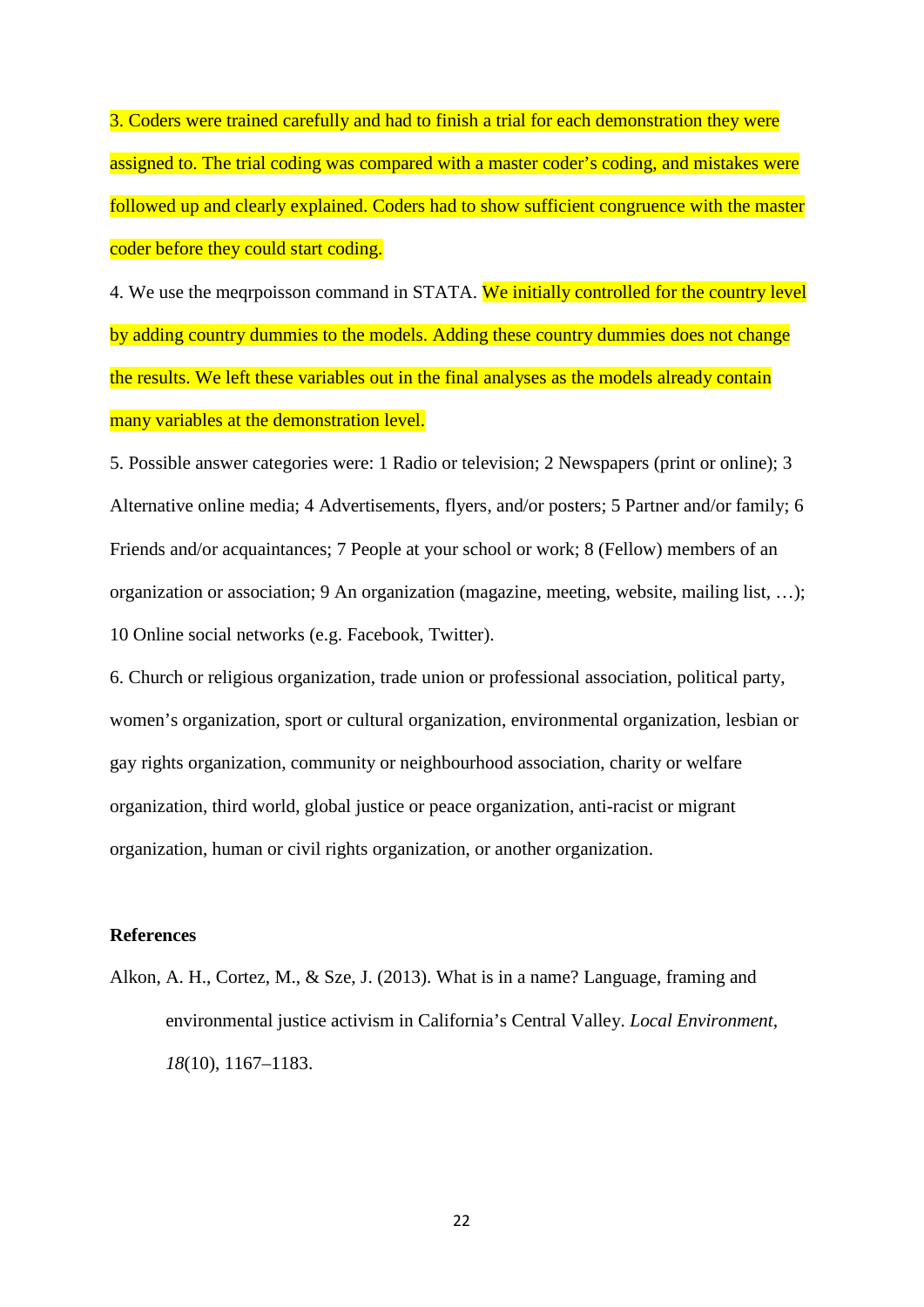3. Coders were trained carefully and had to finish a trial for each demonstration they were assigned to. The trial coding was compared with a master coder's coding, and mistakes were followed up and clearly explained. Coders had to show sufficient congruence with the master coder before they could start coding.

4. We use the meqrpoisson command in STATA. We initially controlled for the country level by adding country dummies to the models. Adding these country dummies does not change the results. We left these variables out in the final analyses as the models already contain many variables at the demonstration level.

5. Possible answer categories were: 1 Radio or television; 2 Newspapers (print or online); 3 Alternative online media; 4 Advertisements, flyers, and/or posters; 5 Partner and/or family; 6 Friends and/or acquaintances; 7 People at your school or work; 8 (Fellow) members of an organization or association; 9 An organization (magazine, meeting, website, mailing list, …); 10 Online social networks (e.g. Facebook, Twitter).

6. Church or religious organization, trade union or professional association, political party, women's organization, sport or cultural organization, environmental organization, lesbian or gay rights organization, community or neighbourhood association, charity or welfare organization, third world, global justice or peace organization, anti-racist or migrant organization, human or civil rights organization, or another organization.

**References**

Alkon, A. H., Cortez, M., & Sze, J. (2013). What is in a name? Language, framing and environmental justice activism in California's Central Valley. *Local Environment*, *18*(10), 1167–1183.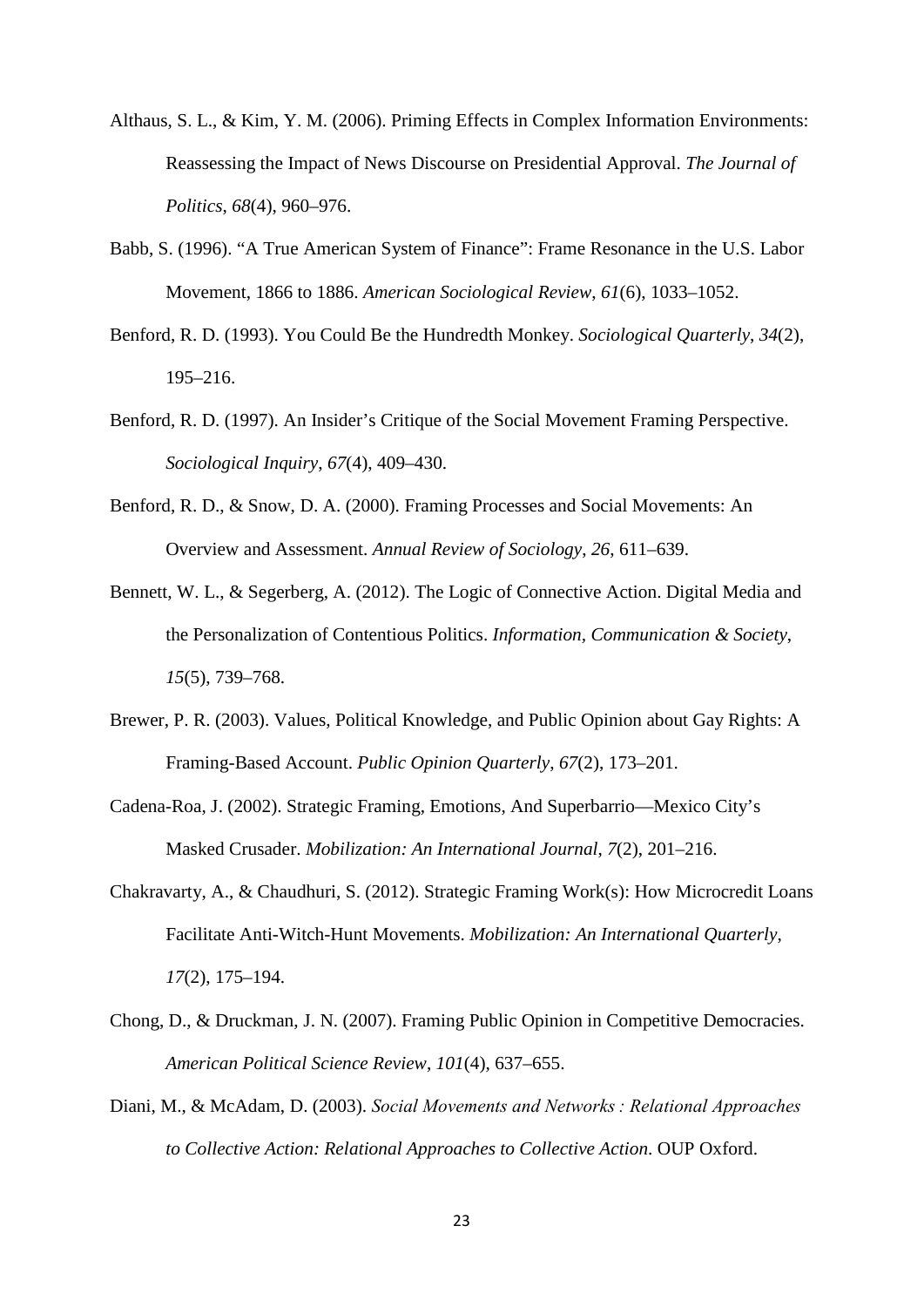Althaus, S. L., & Kim, Y. M. (2006). Priming Effects in Complex Information Environments: Reassessing the Impact of News Discourse on Presidential Approval. *The Journal of Politics*, *68*(4), 960–976.

Babb, S. (1996). "A True American System of Finance": Frame Resonance in the U.S. Labor Movement, 1866 to 1886. *American Sociological Review*, *61*(6), 1033–1052.

Benford, R. D. (1993). You Could Be the Hundredth Monkey. *Sociological Quarterly*, *34*(2), 195–216.

Benford, R. D. (1997). An Insider's Critique of the Social Movement Framing Perspective. *Sociological Inquiry*, *67*(4), 409–430.

Benford, R. D., & Snow, D. A. (2000). Framing Processes and Social Movements: An Overview and Assessment. *Annual Review of Sociology*, *26*, 611–639.

Bennett, W. L., & Segerberg, A. (2012). The Logic of Connective Action. Digital Media and the Personalization of Contentious Politics. *Information, Communication & Society*, *15*(5), 739–768.

Brewer, P. R. (2003). Values, Political Knowledge, and Public Opinion about Gay Rights: A Framing-Based Account. *Public Opinion Quarterly*, *67*(2), 173–201.

Cadena-Roa, J. (2002). Strategic Framing, Emotions, And Superbarrio—Mexico City's Masked Crusader. *Mobilization: An International Journal*, *7*(2), 201–216.

Chakravarty, A., & Chaudhuri, S. (2012). Strategic Framing Work(s): How Microcredit Loans Facilitate Anti-Witch-Hunt Movements. *Mobilization: An International Quarterly*, *17*(2), 175–194.

Chong, D., & Druckman, J. N. (2007). Framing Public Opinion in Competitive Democracies. *American Political Science Review*, *101*(4), 637–655.

Diani, M., & McAdam, D. (2003). *Social Movements and Networks : Relational Approaches to Collective Action: Relational Approaches to Collective Action*. OUP Oxford.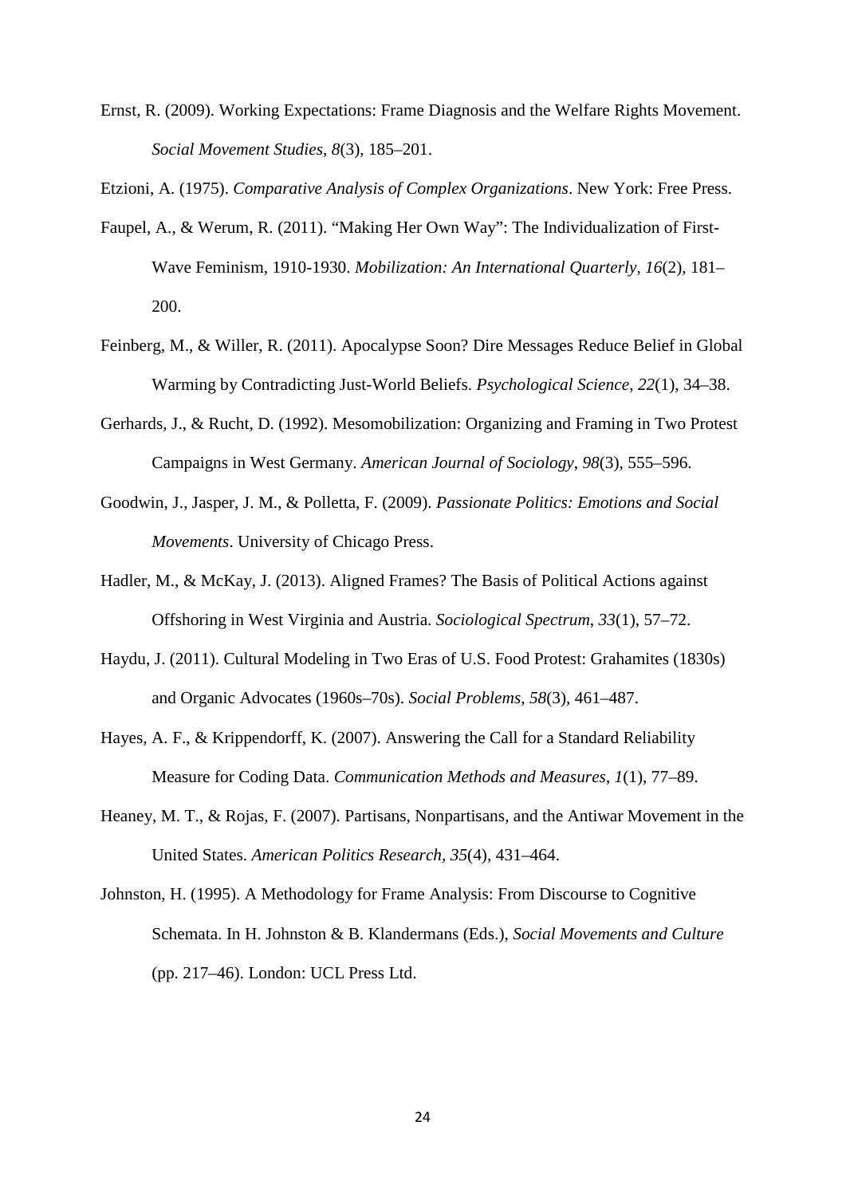Ernst, R. (2009). Working Expectations: Frame Diagnosis and the Welfare Rights Movement. *Social Movement Studies*, *8*(3), 185–201.

Etzioni, A. (1975). *Comparative Analysis of Complex Organizations*. New York: Free Press.

Faupel, A., & Werum, R. (2011). “Making Her Own Way”: The Individualization of First-Wave Feminism, 1910-1930. *Mobilization: An International Quarterly*, *16*(2), 181–200.

Feinberg, M., & Willer, R. (2011). Apocalypse Soon? Dire Messages Reduce Belief in Global Warming by Contradicting Just-World Beliefs. *Psychological Science*, *22*(1), 34–38.

Gerhards, J., & Rucht, D. (1992). Mesomobilization: Organizing and Framing in Two Protest Campaigns in West Germany. *American Journal of Sociology*, *98*(3), 555–596.

Goodwin, J., Jasper, J. M., & Polletta, F. (2009). *Passionate Politics: Emotions and Social Movements*. University of Chicago Press.

Hadler, M., & McKay, J. (2013). Aligned Frames? The Basis of Political Actions against Offshoring in West Virginia and Austria. *Sociological Spectrum*, *33*(1), 57–72.

Haydu, J. (2011). Cultural Modeling in Two Eras of U.S. Food Protest: Grahamites (1830s) and Organic Advocates (1960s–70s). *Social Problems*, *58*(3), 461–487.

Hayes, A. F., & Krippendorff, K. (2007). Answering the Call for a Standard Reliability Measure for Coding Data. *Communication Methods and Measures*, *1*(1), 77–89.

Heaney, M. T., & Rojas, F. (2007). Partisans, Nonpartisans, and the Antiwar Movement in the United States. *American Politics Research*, *35*(4), 431–464.

Johnston, H. (1995). A Methodology for Frame Analysis: From Discourse to Cognitive Schemata. In H. Johnston & B. Klandermans (Eds.), *Social Movements and Culture* (pp. 217–46). London: UCL Press Ltd.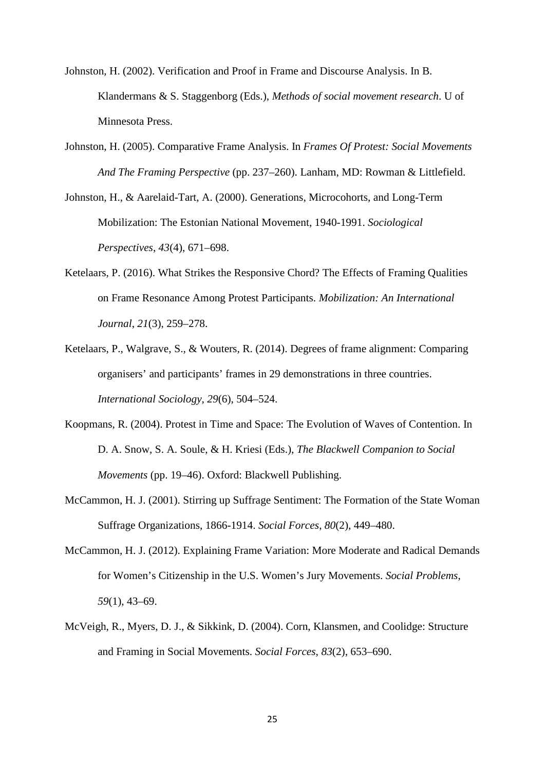Johnston, H. (2002). Verification and Proof in Frame and Discourse Analysis. In B. Klandermans & S. Staggenborg (Eds.), *Methods of social movement research*. U of Minnesota Press.

Johnston, H. (2005). Comparative Frame Analysis. In *Frames Of Protest: Social Movements And The Framing Perspective* (pp. 237–260). Lanham, MD: Rowman & Littlefield.

Johnston, H., & Aarelaid-Tart, A. (2000). Generations, Microcohorts, and Long-Term Mobilization: The Estonian National Movement, 1940-1991. *Sociological Perspectives*, *43*(4), 671–698.

Ketelaars, P. (2016). What Strikes the Responsive Chord? The Effects of Framing Qualities on Frame Resonance Among Protest Participants. *Mobilization: An International Journal*, *21*(3), 259–278.

Ketelaars, P., Walgrave, S., & Wouters, R. (2014). Degrees of frame alignment: Comparing organisers' and participants' frames in 29 demonstrations in three countries. *International Sociology*, *29*(6), 504–524.

Koopmans, R. (2004). Protest in Time and Space: The Evolution of Waves of Contention. In D. A. Snow, S. A. Soule, & H. Kriesi (Eds.), *The Blackwell Companion to Social Movements* (pp. 19–46). Oxford: Blackwell Publishing.

McCammon, H. J. (2001). Stirring up Suffrage Sentiment: The Formation of the State Woman Suffrage Organizations, 1866-1914. *Social Forces*, *80*(2), 449–480.

McCammon, H. J. (2012). Explaining Frame Variation: More Moderate and Radical Demands for Women's Citizenship in the U.S. Women's Jury Movements. *Social Problems*, *59*(1), 43–69.

McVeigh, R., Myers, D. J., & Sikkink, D. (2004). Corn, Klansmen, and Coolidge: Structure and Framing in Social Movements. *Social Forces*, *83*(2), 653–690.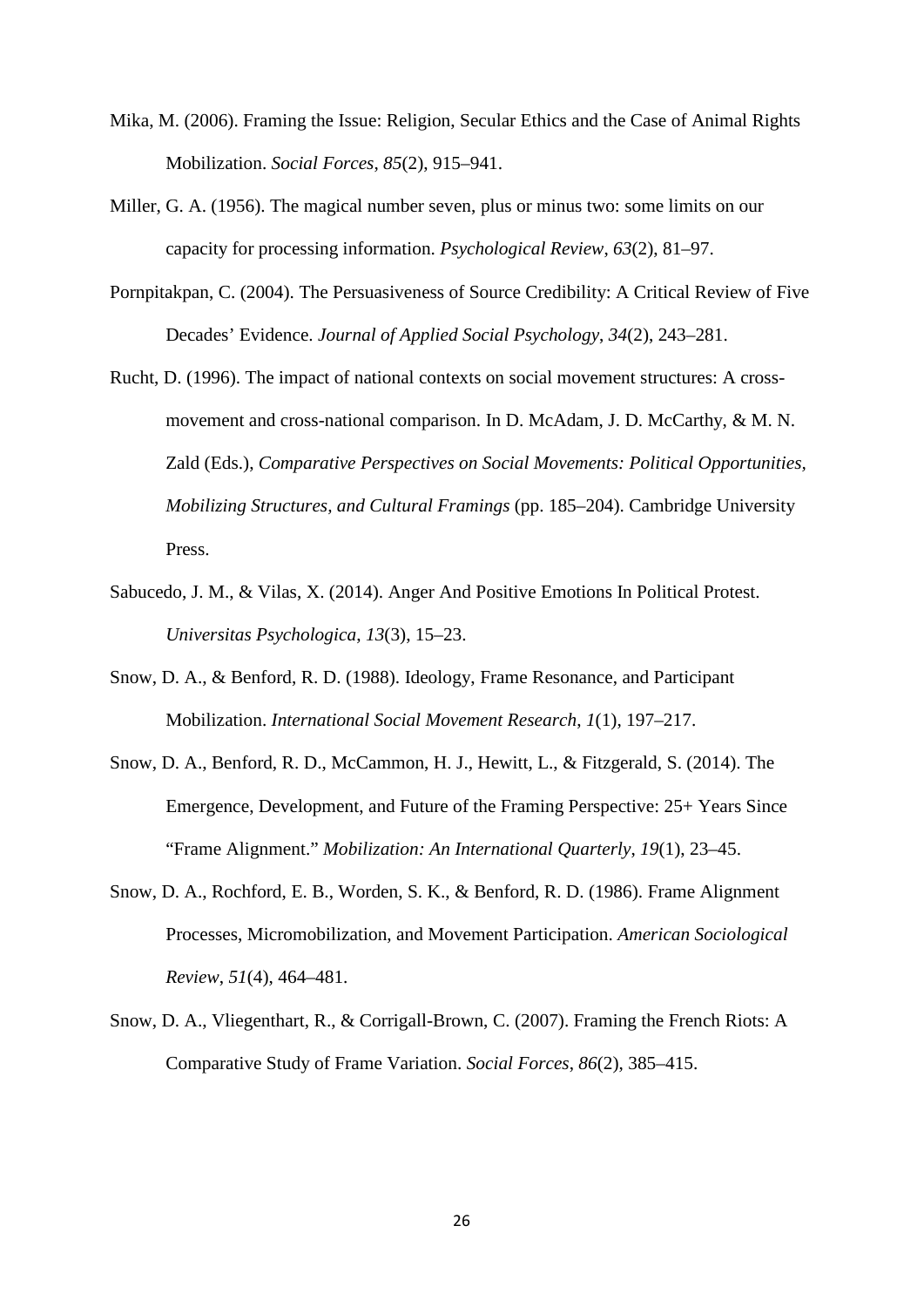Mika, M. (2006). Framing the Issue: Religion, Secular Ethics and the Case of Animal Rights Mobilization. *Social Forces*, *85*(2), 915–941.

Miller, G. A. (1956). The magical number seven, plus or minus two: some limits on our capacity for processing information. *Psychological Review*, *63*(2), 81–97.

Pornpitakpan, C. (2004). The Persuasiveness of Source Credibility: A Critical Review of Five Decades' Evidence. *Journal of Applied Social Psychology*, *34*(2), 243–281.

Rucht, D. (1996). The impact of national contexts on social movement structures: A cross-movement and cross-national comparison. In D. McAdam, J. D. McCarthy, & M. N. Zald (Eds.), *Comparative Perspectives on Social Movements: Political Opportunities, Mobilizing Structures, and Cultural Framings* (pp. 185–204). Cambridge University Press.

Sabucedo, J. M., & Vilas, X. (2014). Anger And Positive Emotions In Political Protest. *Universitas Psychologica*, *13*(3), 15–23.

Snow, D. A., & Benford, R. D. (1988). Ideology, Frame Resonance, and Participant Mobilization. *International Social Movement Research*, *1*(1), 197–217.

Snow, D. A., Benford, R. D., McCammon, H. J., Hewitt, L., & Fitzgerald, S. (2014). The Emergence, Development, and Future of the Framing Perspective: 25+ Years Since "Frame Alignment." *Mobilization: An International Quarterly*, *19*(1), 23–45.

Snow, D. A., Rochford, E. B., Worden, S. K., & Benford, R. D. (1986). Frame Alignment Processes, Micromobilization, and Movement Participation. *American Sociological Review*, *51*(4), 464–481.

Snow, D. A., Vliegenthart, R., & Corrigall-Brown, C. (2007). Framing the French Riots: A Comparative Study of Frame Variation. *Social Forces*, *86*(2), 385–415.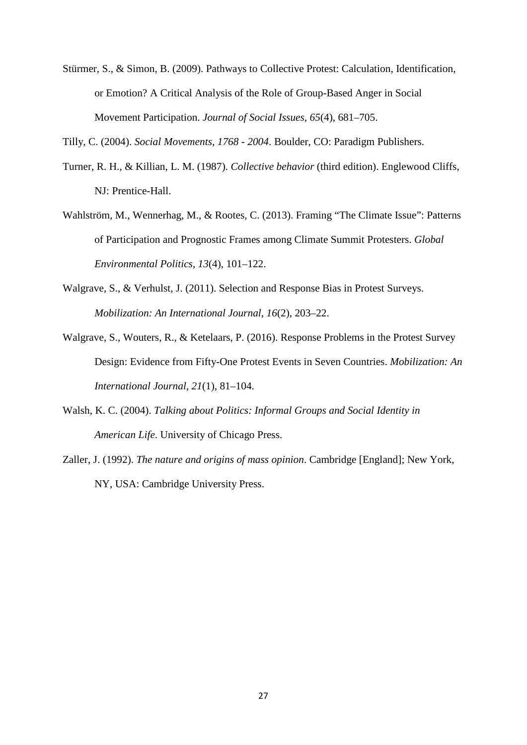Stürmer, S., & Simon, B. (2009). Pathways to Collective Protest: Calculation, Identification, or Emotion? A Critical Analysis of the Role of Group-Based Anger in Social Movement Participation. *Journal of Social Issues*, *65*(4), 681–705.

Tilly, C. (2004). *Social Movements, 1768 - 2004*. Boulder, CO: Paradigm Publishers.

Turner, R. H., & Killian, L. M. (1987). *Collective behavior* (third edition). Englewood Cliffs, NJ: Prentice-Hall.

Wahlström, M., Wennerhag, M., & Rootes, C. (2013). Framing "The Climate Issue": Patterns of Participation and Prognostic Frames among Climate Summit Protesters. *Global Environmental Politics*, *13*(4), 101–122.

Walgrave, S., & Verhulst, J. (2011). Selection and Response Bias in Protest Surveys. *Mobilization: An International Journal*, *16*(2), 203–22.

Walgrave, S., Wouters, R., & Ketelaars, P. (2016). Response Problems in the Protest Survey Design: Evidence from Fifty-One Protest Events in Seven Countries. *Mobilization: An International Journal*, *21*(1), 81–104.

Walsh, K. C. (2004). *Talking about Politics: Informal Groups and Social Identity in American Life*. University of Chicago Press.

Zaller, J. (1992). *The nature and origins of mass opinion*. Cambridge [England]; New York, NY, USA: Cambridge University Press.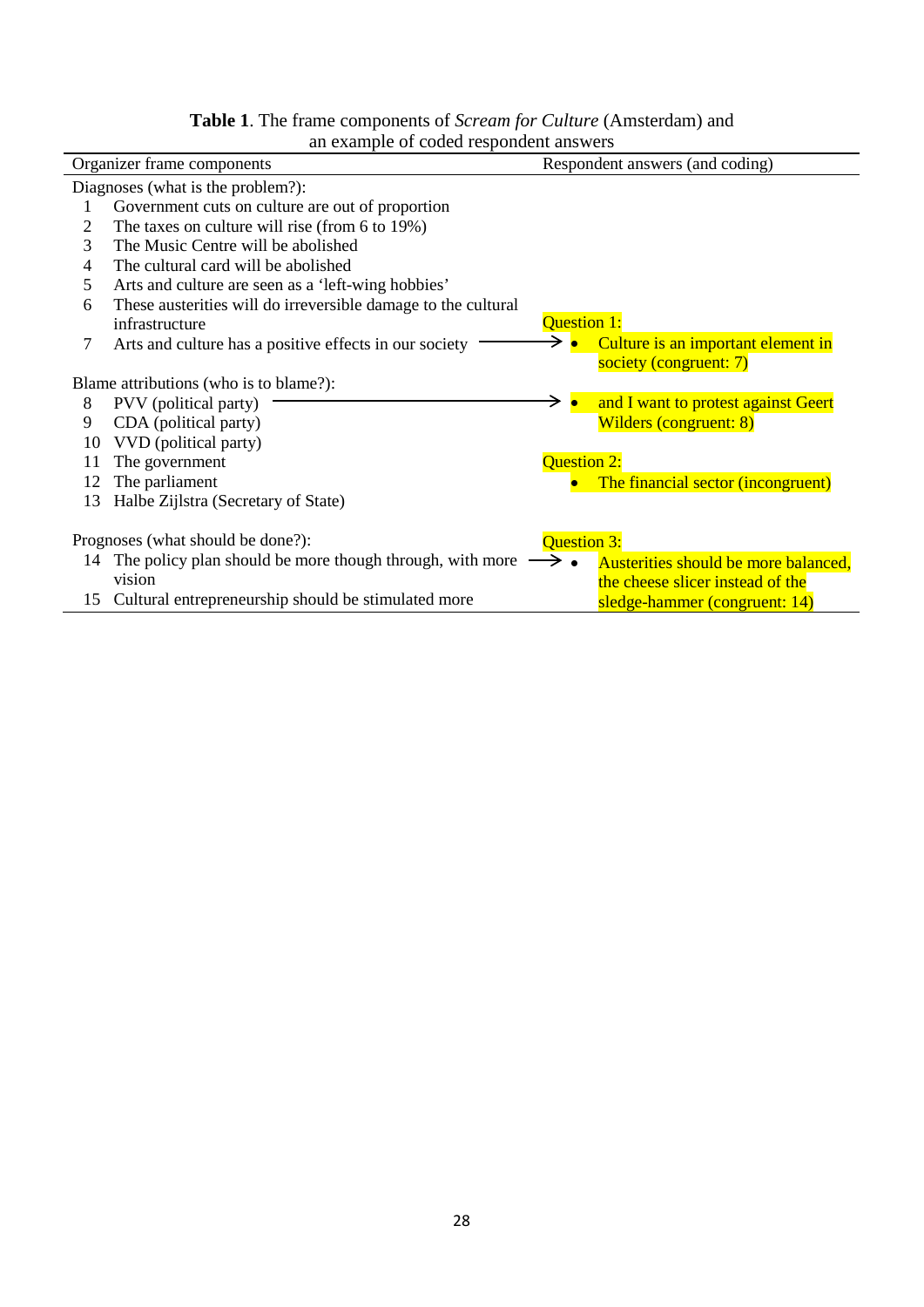**Table 1**. The frame components of *Scream for Culture* (Amsterdam) and an example of coded respondent answers

| Organizer frame components | Respondent answers (and coding) |
|---|---|
| Diagnoses (what is the problem?): | |
| 1 Government cuts on culture are out of proportion | |
| 2 The taxes on culture will rise (from 6 to 19%) | |
| 3 The Music Centre will be abolished | |
| 4 The cultural card will be abolished | |
| 5 Arts and culture are seen as a 'left-wing hobbies' | |
| 6 These austerities will do irreversible damage to the cultural infrastructure | Question 1: |
| 7 Arts and culture has a positive effects in our society → | • Culture is an important element in society (congruent: 7) |
| Blame attributions (who is to blame?): | |
| 8 PVV (political party) → | • and I want to protest against Geert Wilders (congruent: 8) |
| 9 CDA (political party) | |
| 10 VVD (political party) | |
| 11 The government | Question 2: |
| 12 The parliament | • The financial sector (incongruent) |
| 13 Halbe Zijlstra (Secretary of State) | |
| Prognoses (what should be done?): | Question 3: |
| 14 The policy plan should be more though through, with more vision → | • Austerities should be more balanced, the cheese slicer instead of the sledge-hammer (congruent: 14) |
| 15 Cultural entrepreneurship should be stimulated more | |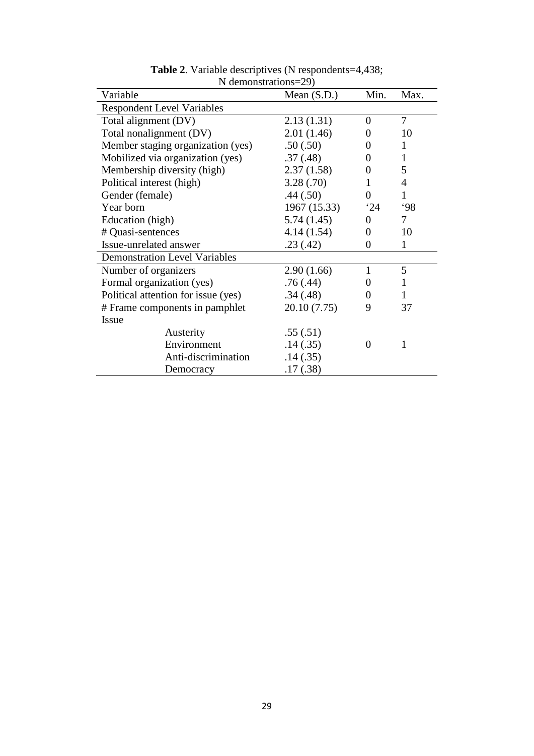**Table 2**. Variable descriptives (N respondents=4,438; N demonstrations=29)

| Variable | Mean (S.D.) | Min. | Max. |
|---|---|---|---|
| Respondent Level Variables | | | |
| Total alignment (DV) | 2.13 (1.31) | 0 | 7 |
| Total nonalignment (DV) | 2.01 (1.46) | 0 | 10 |
| Member staging organization (yes) | .50 (.50) | 0 | 1 |
| Mobilized via organization (yes) | .37 (.48) | 0 | 1 |
| Membership diversity (high) | 2.37 (1.58) | 0 | 5 |
| Political interest (high) | 3.28 (.70) | 1 | 4 |
| Gender (female) | .44 (.50) | 0 | 1 |
| Year born | 1967 (15.33) | '24 | '98 |
| Education (high) | 5.74 (1.45) | 0 | 7 |
| # Quasi-sentences | 4.14 (1.54) | 0 | 10 |
| Issue-unrelated answer | .23 (.42) | 0 | 1 |
| Demonstration Level Variables | | | |
| Number of organizers | 2.90 (1.66) | 1 | 5 |
| Formal organization (yes) | .76 (.44) | 0 | 1 |
| Political attention for issue (yes) | .34 (.48) | 0 | 1 |
| # Frame components in pamphlet | 20.10 (7.75) | 9 | 37 |
| Issue | | | |
| Austerity | .55 (.51) | | |
| Environment | .14 (.35) | 0 | 1 |
| Anti-discrimination | .14 (.35) | | |
| Democracy | .17 (.38) | | |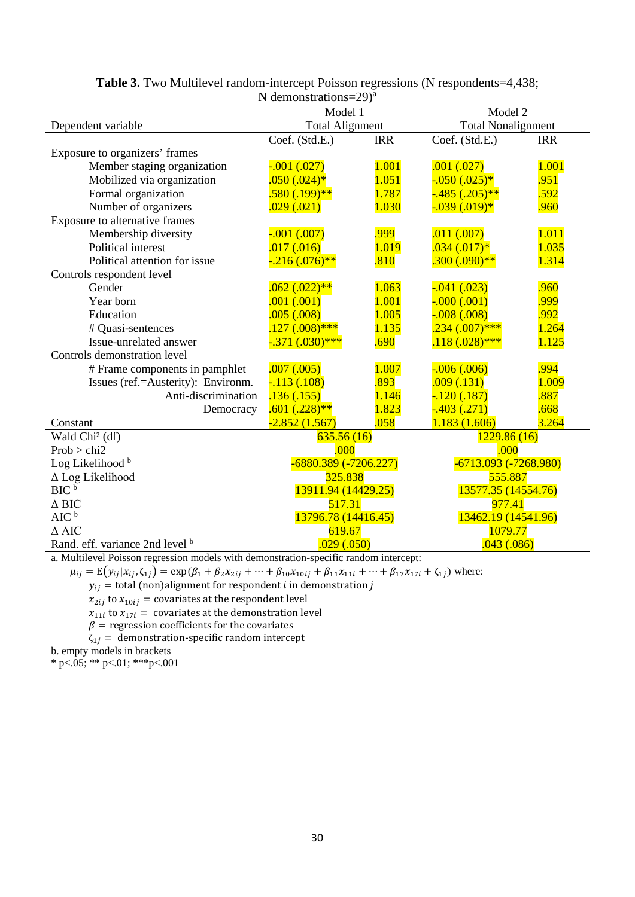**Table 3.** Two Multilevel random-intercept Poisson regressions (N respondents=4,438; N demonstrations=29)[a]

| Dependent variable | Model 1 Total Alignment | | Model 2 Total Nonalignment | |
|---|---|---|---|---|
| | Coef. (Std.E.) | IRR | Coef. (Std.E.) | IRR |
| Exposure to organizers' frames | | | | |
| Member staging organization | -.001 (.027) | 1.001 | .001 (.027) | 1.001 |
| Mobilized via organization | .050 (.024)* | 1.051 | -.050 (.025)* | .951 |
| Formal organization | .580 (.199)** | 1.787 | -.485 (.205)** | .592 |
| Number of organizers | .029 (.021) | 1.030 | -.039 (.019)* | .960 |
| Exposure to alternative frames | | | | |
| Membership diversity | -.001 (.007) | .999 | .011 (.007) | 1.011 |
| Political interest | .017 (.016) | 1.019 | .034 (.017)* | 1.035 |
| Political attention for issue | -.216 (.076)** | .810 | .300 (.090)** | 1.314 |
| Controls respondent level | | | | |
| Gender | .062 (.022)** | 1.063 | -.041 (.023) | .960 |
| Year born | .001 (.001) | 1.001 | -.000 (.001) | .999 |
| Education | .005 (.008) | 1.005 | -.008 (.008) | .992 |
| # Quasi-sentences | .127 (.008)*** | 1.135 | .234 (.007)*** | 1.264 |
| Issue-unrelated answer | -.371 (.030)*** | .690 | .118 (.028)*** | 1.125 |
| Controls demonstration level | | | | |
| # Frame components in pamphlet | .007 (.005) | 1.007 | -.006 (.006) | .994 |
| Issues (ref.=Austerity): Environm. | -.113 (.108) | .893 | .009 (.131) | 1.009 |
| Anti-discrimination | .136 (.155) | 1.146 | -.120 (.187) | .887 |
| Democracy | .601 (.228)** | 1.823 | -.403 (.271) | .668 |
| Constant | -2.852 (1.567) | .058 | 1.183 (1.606) | 3.264 |
| Wald Chi² (df) | 635.56 (16) | | 1229.86 (16) | |
| Prob > chi2 | .000 | | .000 | |
| Log Likelihood[b] | -6880.389 (-7206.227) | | -6713.093 (-7268.980) | |
| Δ Log Likelihood | 325.838 | | 555.887 | |
| BIC[b] | 13911.94 (14429.25) | | 13577.35 (14554.76) | |
| Δ BIC | 517.31 | | 977.41 | |
| AIC[b] | 13796.78 (14416.45) | | 13462.19 (14541.96) | |
| Δ AIC | 619.67 | | 1079.77 | |
| Rand. eff. variance 2nd level[b] | .029 (.050) | | .043 (.086) | |

a. Multilevel Poisson regression models with demonstration-specific random intercept:

$\mu_{ij} = \mathrm{E}(y_{ij}|x_{ij}, \zeta_{1j}) = \exp(\beta_1 + \beta_2 x_{2ij} + \cdots + \beta_{10} x_{10ij} + \beta_{11} x_{11i} + \cdots + \beta_{17} x_{17i} + \zeta_{1j})$ where:

$y_{ij}$ = total (non)alignment for respondent $i$ in demonstration $j$

$x_{2ij}$ to $x_{10ij}$ = covariates at the respondent level

$x_{11i}$ to $x_{17i}$ = covariates at the demonstration level

$\beta$ = regression coefficients for the covariates

$\zeta_{1j}$ = demonstration-specific random intercept

b. empty models in brackets

\* p<.05; \*\* p<.01; \*\*\*p<.001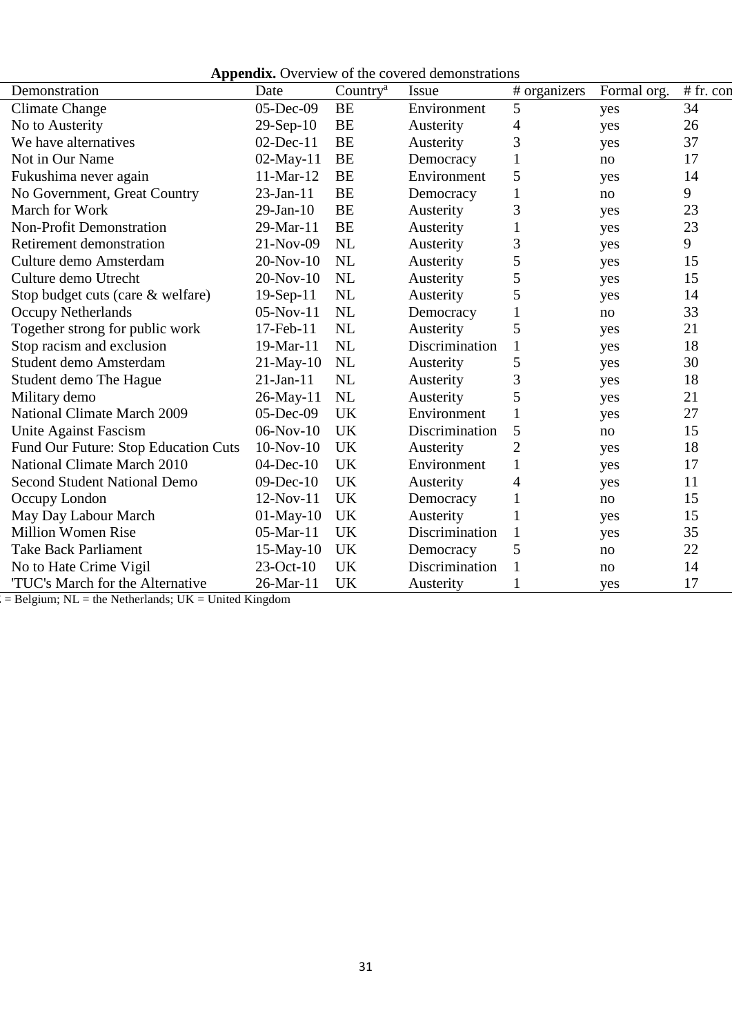**Appendix.** Overview of the covered demonstrations

| Demonstration | Date | Country[a] | Issue | # organizers | Formal org. | # fr. con |
|---|---|---|---|---|---|---|
| Climate Change | 05-Dec-09 | BE | Environment | 5 | yes | 34 |
| No to Austerity | 29-Sep-10 | BE | Austerity | 4 | yes | 26 |
| We have alternatives | 02-Dec-11 | BE | Austerity | 3 | yes | 37 |
| Not in Our Name | 02-May-11 | BE | Democracy | 1 | no | 17 |
| Fukushima never again | 11-Mar-12 | BE | Environment | 5 | yes | 14 |
| No Government, Great Country | 23-Jan-11 | BE | Democracy | 1 | no | 9 |
| March for Work | 29-Jan-10 | BE | Austerity | 3 | yes | 23 |
| Non-Profit Demonstration | 29-Mar-11 | BE | Austerity | 1 | yes | 23 |
| Retirement demonstration | 21-Nov-09 | NL | Austerity | 3 | yes | 9 |
| Culture demo Amsterdam | 20-Nov-10 | NL | Austerity | 5 | yes | 15 |
| Culture demo Utrecht | 20-Nov-10 | NL | Austerity | 5 | yes | 15 |
| Stop budget cuts (care & welfare) | 19-Sep-11 | NL | Austerity | 5 | yes | 14 |
| Occupy Netherlands | 05-Nov-11 | NL | Democracy | 1 | no | 33 |
| Together strong for public work | 17-Feb-11 | NL | Austerity | 5 | yes | 21 |
| Stop racism and exclusion | 19-Mar-11 | NL | Discrimination | 1 | yes | 18 |
| Student demo Amsterdam | 21-May-10 | NL | Austerity | 5 | yes | 30 |
| Student demo The Hague | 21-Jan-11 | NL | Austerity | 3 | yes | 18 |
| Military demo | 26-May-11 | NL | Austerity | 5 | yes | 21 |
| National Climate March 2009 | 05-Dec-09 | UK | Environment | 1 | yes | 27 |
| Unite Against Fascism | 06-Nov-10 | UK | Discrimination | 5 | no | 15 |
| Fund Our Future: Stop Education Cuts | 10-Nov-10 | UK | Austerity | 2 | yes | 18 |
| National Climate March 2010 | 04-Dec-10 | UK | Environment | 1 | yes | 17 |
| Second Student National Demo | 09-Dec-10 | UK | Austerity | 4 | yes | 11 |
| Occupy London | 12-Nov-11 | UK | Democracy | 1 | no | 15 |
| May Day Labour March | 01-May-10 | UK | Austerity | 1 | yes | 15 |
| Million Women Rise | 05-Mar-11 | UK | Discrimination | 1 | yes | 35 |
| Take Back Parliament | 15-May-10 | UK | Democracy | 5 | no | 22 |
| No to Hate Crime Vigil | 23-Oct-10 | UK | Discrimination | 1 | no | 14 |
| 'TUC's March for the Alternative | 26-Mar-11 | UK | Austerity | 1 | yes | 17 |

= Belgium; NL = the Netherlands; UK = United Kingdom